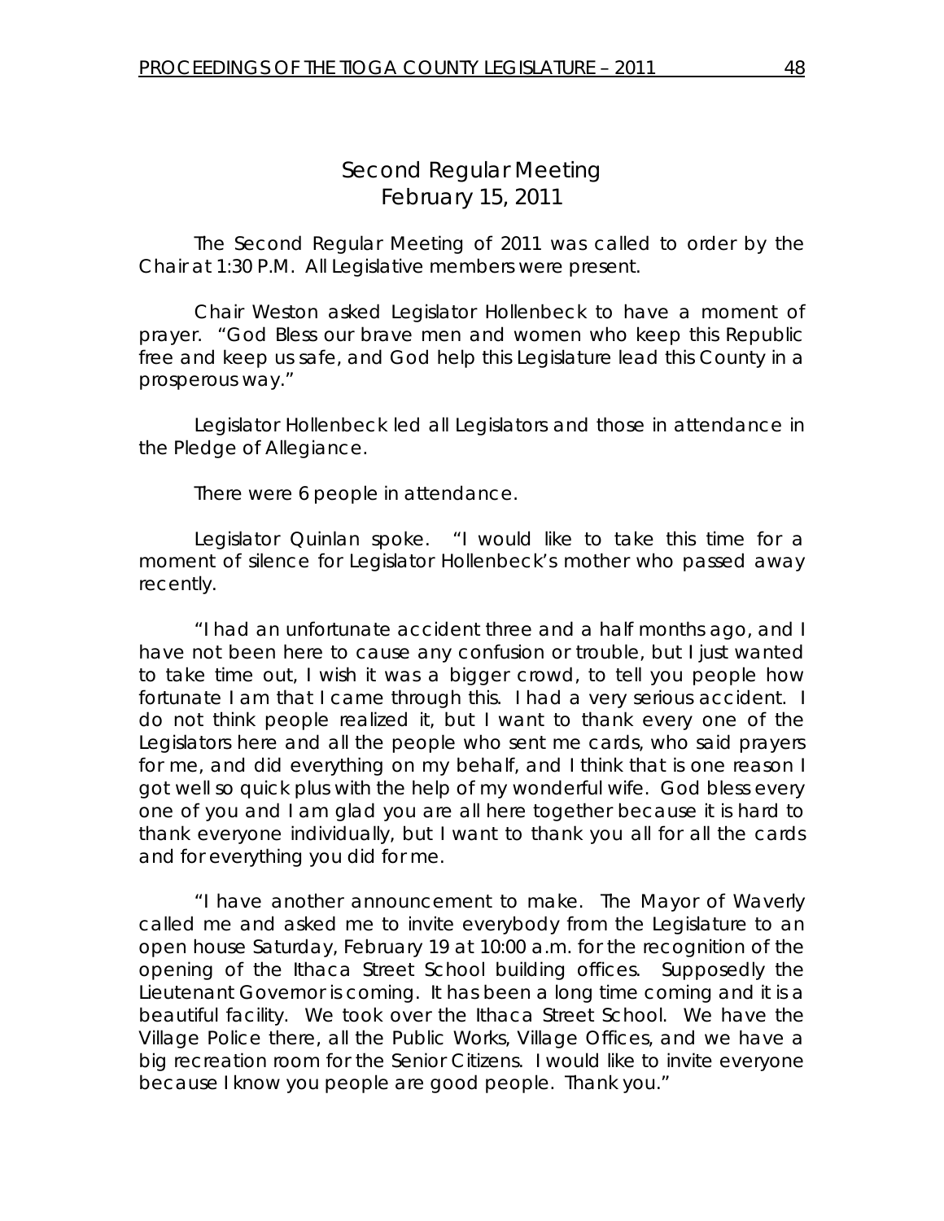# Second Regular Meeting
## February 15, 2011

The Second Regular Meeting of 2011 was called to order by the Chair at 1:30 P.M. All Legislative members were present.

Chair Weston asked Legislator Hollenbeck to have a moment of prayer. "God Bless our brave men and women who keep this Republic free and keep us safe, and God help this Legislature lead this County in a prosperous way."

Legislator Hollenbeck led all Legislators and those in attendance in the Pledge of Allegiance.

There were 6 people in attendance.

Legislator Quinlan spoke. "I would like to take this time for a moment of silence for Legislator Hollenbeck's mother who passed away recently.

"I had an unfortunate accident three and a half months ago, and I have not been here to cause any confusion or trouble, but I just wanted to take time out, I wish it was a bigger crowd, to tell you people how fortunate I am that I came through this. I had a very serious accident. I do not think people realized it, but I want to thank every one of the Legislators here and all the people who sent me cards, who said prayers for me, and did everything on my behalf, and I think that is one reason I got well so quick plus with the help of my wonderful wife. God bless every one of you and I am glad you are all here together because it is hard to thank everyone individually, but I want to thank you all for all the cards and for everything you did for me.

"I have another announcement to make. The Mayor of Waverly called me and asked me to invite everybody from the Legislature to an open house Saturday, February 19 at 10:00 a.m. for the recognition of the opening of the Ithaca Street School building offices. Supposedly the Lieutenant Governor is coming. It has been a long time coming and it is a beautiful facility. We took over the Ithaca Street School. We have the Village Police there, all the Public Works, Village Offices, and we have a big recreation room for the Senior Citizens. I would like to invite everyone because I know you people are good people. Thank you."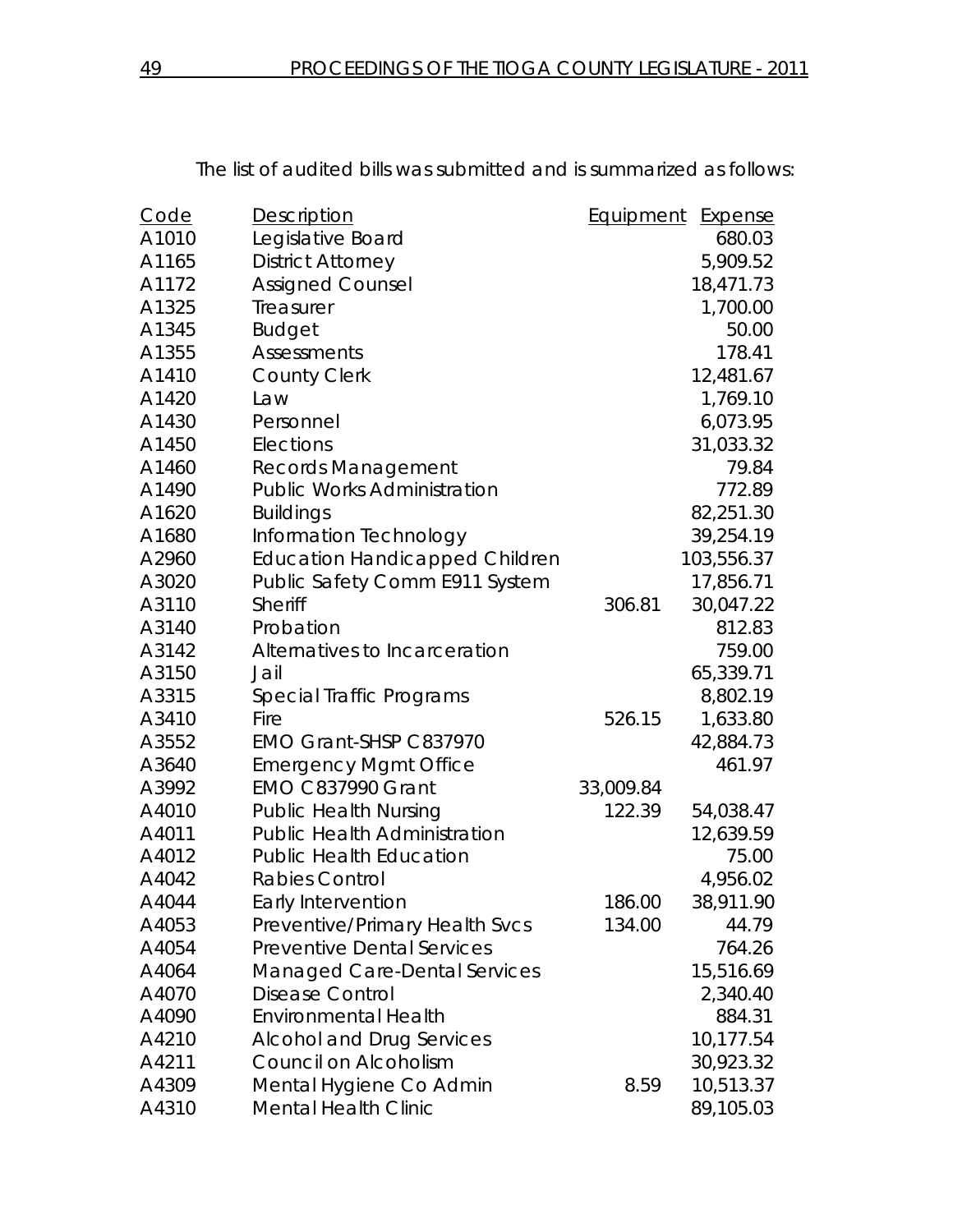The list of audited bills was submitted and is summarized as follows:

| Code | Description | Equipment | Expense |
|---|---|---|---|
| A1010 | Legislative Board | | 680.03 |
| A1165 | District Attorney | | 5,909.52 |
| A1172 | Assigned Counsel | | 18,471.73 |
| A1325 | Treasurer | | 1,700.00 |
| A1345 | Budget | | 50.00 |
| A1355 | Assessments | | 178.41 |
| A1410 | County Clerk | | 12,481.67 |
| A1420 | Law | | 1,769.10 |
| A1430 | Personnel | | 6,073.95 |
| A1450 | Elections | | 31,033.32 |
| A1460 | Records Management | | 79.84 |
| A1490 | Public Works Administration | | 772.89 |
| A1620 | Buildings | | 82,251.30 |
| A1680 | Information Technology | | 39,254.19 |
| A2960 | Education Handicapped Children | | 103,556.37 |
| A3020 | Public Safety Comm E911 System | | 17,856.71 |
| A3110 | Sheriff | 306.81 | 30,047.22 |
| A3140 | Probation | | 812.83 |
| A3142 | Alternatives to Incarceration | | 759.00 |
| A3150 | Jail | | 65,339.71 |
| A3315 | Special Traffic Programs | | 8,802.19 |
| A3410 | Fire | 526.15 | 1,633.80 |
| A3552 | EMO Grant-SHSP C837970 | | 42,884.73 |
| A3640 | Emergency Mgmt Office | | 461.97 |
| A3992 | EMO C837990 Grant | 33,009.84 | |
| A4010 | Public Health Nursing | 122.39 | 54,038.47 |
| A4011 | Public Health Administration | | 12,639.59 |
| A4012 | Public Health Education | | 75.00 |
| A4042 | Rabies Control | | 4,956.02 |
| A4044 | Early Intervention | 186.00 | 38,911.90 |
| A4053 | Preventive/Primary Health Svcs | 134.00 | 44.79 |
| A4054 | Preventive Dental Services | | 764.26 |
| A4064 | Managed Care-Dental Services | | 15,516.69 |
| A4070 | Disease Control | | 2,340.40 |
| A4090 | Environmental Health | | 884.31 |
| A4210 | Alcohol and Drug Services | | 10,177.54 |
| A4211 | Council on Alcoholism | | 30,923.32 |
| A4309 | Mental Hygiene Co Admin | 8.59 | 10,513.37 |
| A4310 | Mental Health Clinic | | 89,105.03 |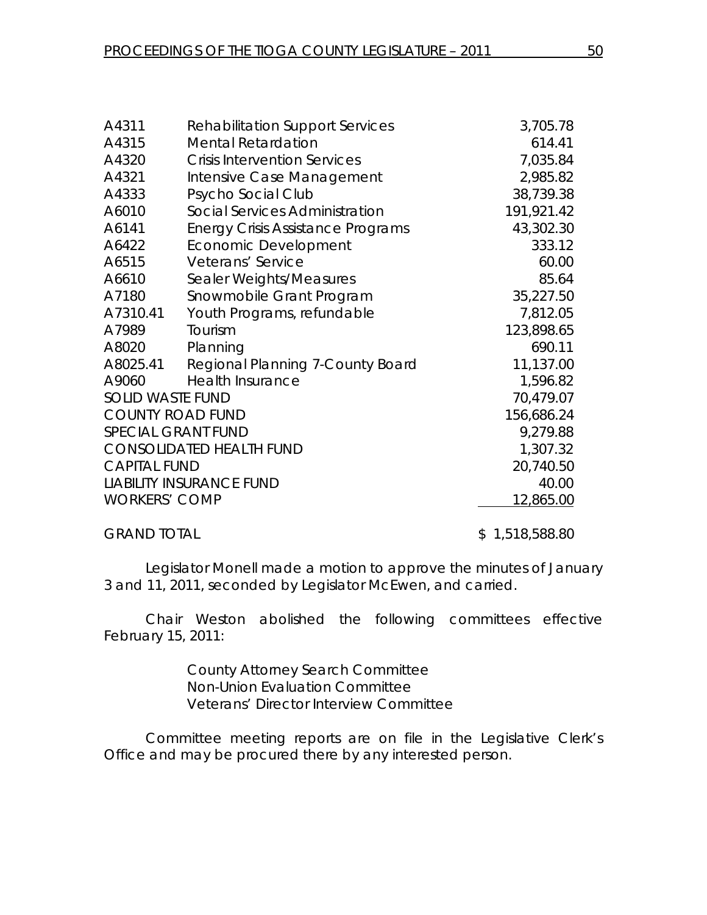| | | |
|---|---|---|
| A4311 | Rehabilitation Support Services | 3,705.78 |
| A4315 | Mental Retardation | 614.41 |
| A4320 | Crisis Intervention Services | 7,035.84 |
| A4321 | Intensive Case Management | 2,985.82 |
| A4333 | Psycho Social Club | 38,739.38 |
| A6010 | Social Services Administration | 191,921.42 |
| A6141 | Energy Crisis Assistance Programs | 43,302.30 |
| A6422 | Economic Development | 333.12 |
| A6515 | Veterans' Service | 60.00 |
| A6610 | Sealer Weights/Measures | 85.64 |
| A7180 | Snowmobile Grant Program | 35,227.50 |
| A7310.41 | Youth Programs, refundable | 7,812.05 |
| A7989 | Tourism | 123,898.65 |
| A8020 | Planning | 690.11 |
| A8025.41 | Regional Planning 7-County Board | 11,137.00 |
| A9060 | Health Insurance | 1,596.82 |
| SOLID WASTE FUND | | 70,479.07 |
| COUNTY ROAD FUND | | 156,686.24 |
| SPECIAL GRANT FUND | | 9,279.88 |
| CONSOLIDATED HEALTH FUND | | 1,307.32 |
| CAPITAL FUND | | 20,740.50 |
| LIABILITY INSURANCE FUND | | 40.00 |
| WORKERS' COMP | | 12,865.00 |
| | | |
| GRAND TOTAL | | $ 1,518,588.80 |

Legislator Monell made a motion to approve the minutes of January 3 and 11, 2011, seconded by Legislator McEwen, and carried.

Chair Weston abolished the following committees effective February 15, 2011:

County Attorney Search Committee
Non-Union Evaluation Committee
Veterans' Director Interview Committee

Committee meeting reports are on file in the Legislative Clerk's Office and may be procured there by any interested person.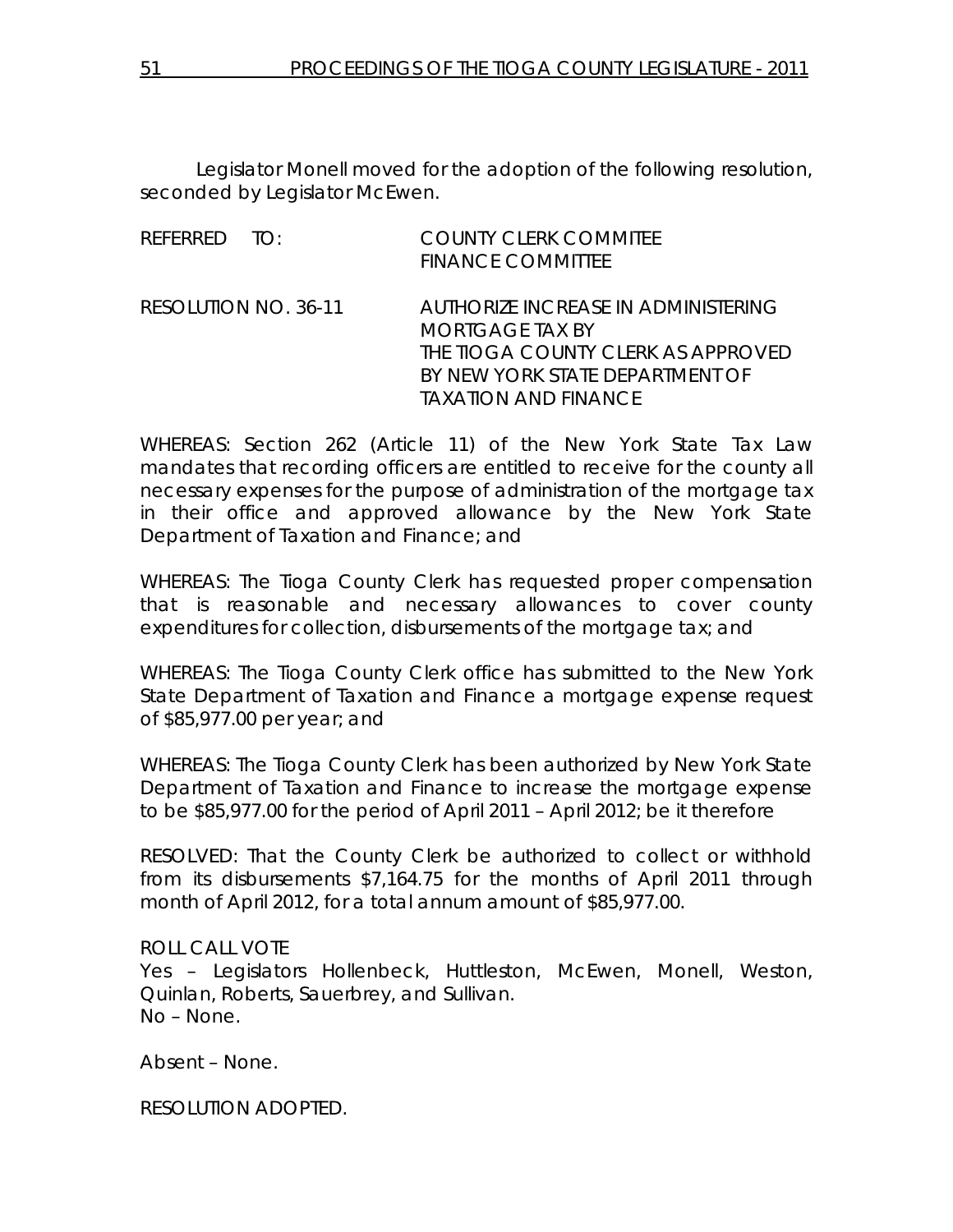Legislator Monell moved for the adoption of the following resolution, seconded by Legislator McEwen.

REFERRED TO: COUNTY CLERK COMMITEE
FINANCE COMMITTEE

RESOLUTION NO. 36-11 AUTHORIZE INCREASE IN ADMINISTERING MORTGAGE TAX BY THE TIOGA COUNTY CLERK AS APPROVED BY NEW YORK STATE DEPARTMENT OF TAXATION AND FINANCE

WHEREAS: Section 262 (Article 11) of the New York State Tax Law mandates that recording officers are entitled to receive for the county all necessary expenses for the purpose of administration of the mortgage tax in their office and approved allowance by the New York State Department of Taxation and Finance; and

WHEREAS: The Tioga County Clerk has requested proper compensation that is reasonable and necessary allowances to cover county expenditures for collection, disbursements of the mortgage tax; and

WHEREAS: The Tioga County Clerk office has submitted to the New York State Department of Taxation and Finance a mortgage expense request of $85,977.00 per year; and

WHEREAS: The Tioga County Clerk has been authorized by New York State Department of Taxation and Finance to increase the mortgage expense to be $85,977.00 for the period of April 2011 – April 2012; be it therefore

RESOLVED: That the County Clerk be authorized to collect or withhold from its disbursements $7,164.75 for the months of April 2011 through month of April 2012, for a total annum amount of $85,977.00.

ROLL CALL VOTE
Yes – Legislators Hollenbeck, Huttleston, McEwen, Monell, Weston, Quinlan, Roberts, Sauerbrey, and Sullivan.
No – None.

Absent – None.

RESOLUTION ADOPTED.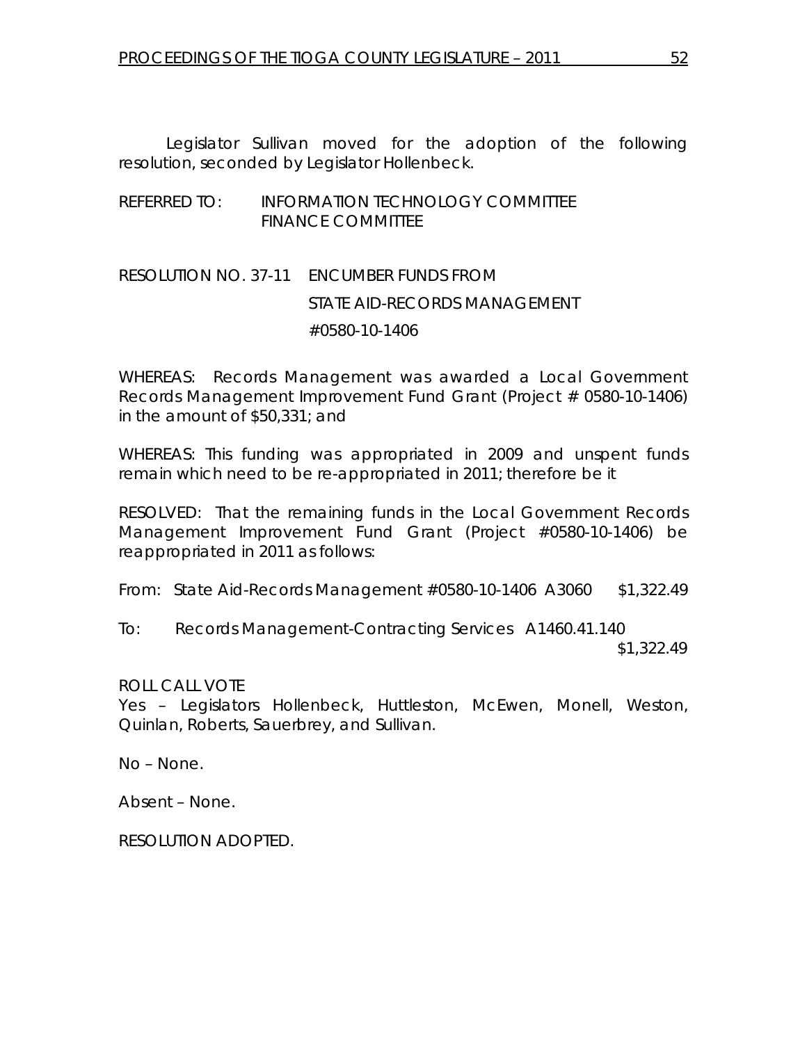Legislator Sullivan moved for the adoption of the following resolution, seconded by Legislator Hollenbeck.

REFERRED TO: INFORMATION TECHNOLOGY COMMITTEE
FINANCE COMMITTEE

RESOLUTION NO. 37-11 ENCUMBER FUNDS FROM
STATE AID-RECORDS MANAGEMENT
#0580-10-1406

WHEREAS: Records Management was awarded a Local Government Records Management Improvement Fund Grant (Project # 0580-10-1406) in the amount of $50,331; and

WHEREAS: This funding was appropriated in 2009 and unspent funds remain which need to be re-appropriated in 2011; therefore be it

RESOLVED: That the remaining funds in the Local Government Records Management Improvement Fund Grant (Project #0580-10-1406) be reappropriated in 2011 as follows:

From: State Aid-Records Management #0580-10-1406 A3060 $1,322.49

To: Records Management-Contracting Services A1460.41.140 $1,322.49

ROLL CALL VOTE
Yes – Legislators Hollenbeck, Huttleston, McEwen, Monell, Weston, Quinlan, Roberts, Sauerbrey, and Sullivan.

No – None.

Absent – None.

RESOLUTION ADOPTED.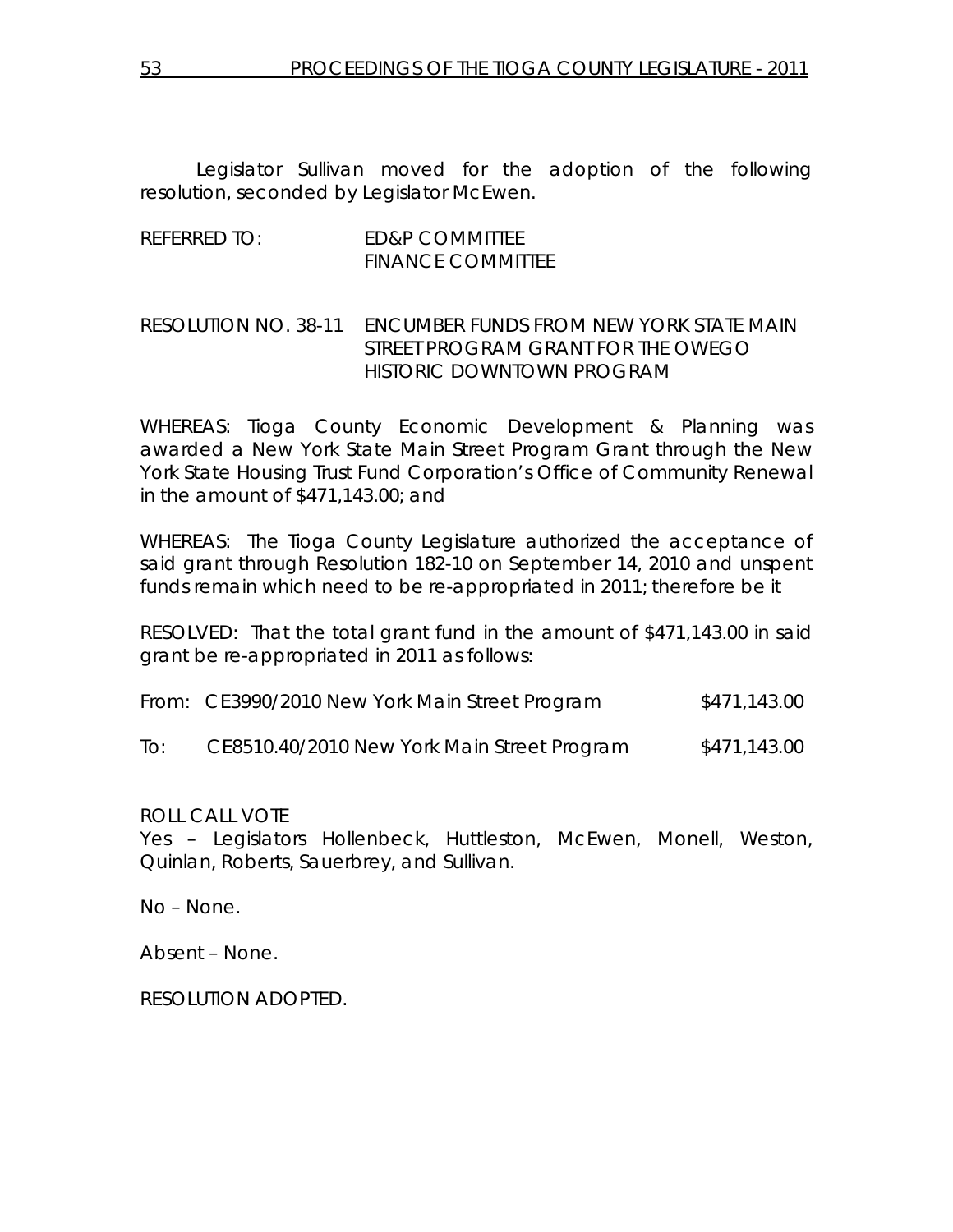Legislator Sullivan moved for the adoption of the following resolution, seconded by Legislator McEwen.

REFERRED TO: ED&P COMMITTEE
FINANCE COMMITTEE

RESOLUTION NO. 38-11 ENCUMBER FUNDS FROM NEW YORK STATE MAIN STREET PROGRAM GRANT FOR THE OWEGO HISTORIC DOWNTOWN PROGRAM

WHEREAS: Tioga County Economic Development & Planning was awarded a New York State Main Street Program Grant through the New York State Housing Trust Fund Corporation's Office of Community Renewal in the amount of $471,143.00; and

WHEREAS: The Tioga County Legislature authorized the acceptance of said grant through Resolution 182-10 on September 14, 2010 and unspent funds remain which need to be re-appropriated in 2011; therefore be it

RESOLVED: That the total grant fund in the amount of $471,143.00 in said grant be re-appropriated in 2011 as follows:

| | | |
|---|---|---|
| From: | CE3990/2010 New York Main Street Program | $471,143.00 |
| To: | CE8510.40/2010 New York Main Street Program | $471,143.00 |

ROLL CALL VOTE
Yes – Legislators Hollenbeck, Huttleston, McEwen, Monell, Weston, Quinlan, Roberts, Sauerbrey, and Sullivan.

No – None.

Absent – None.

RESOLUTION ADOPTED.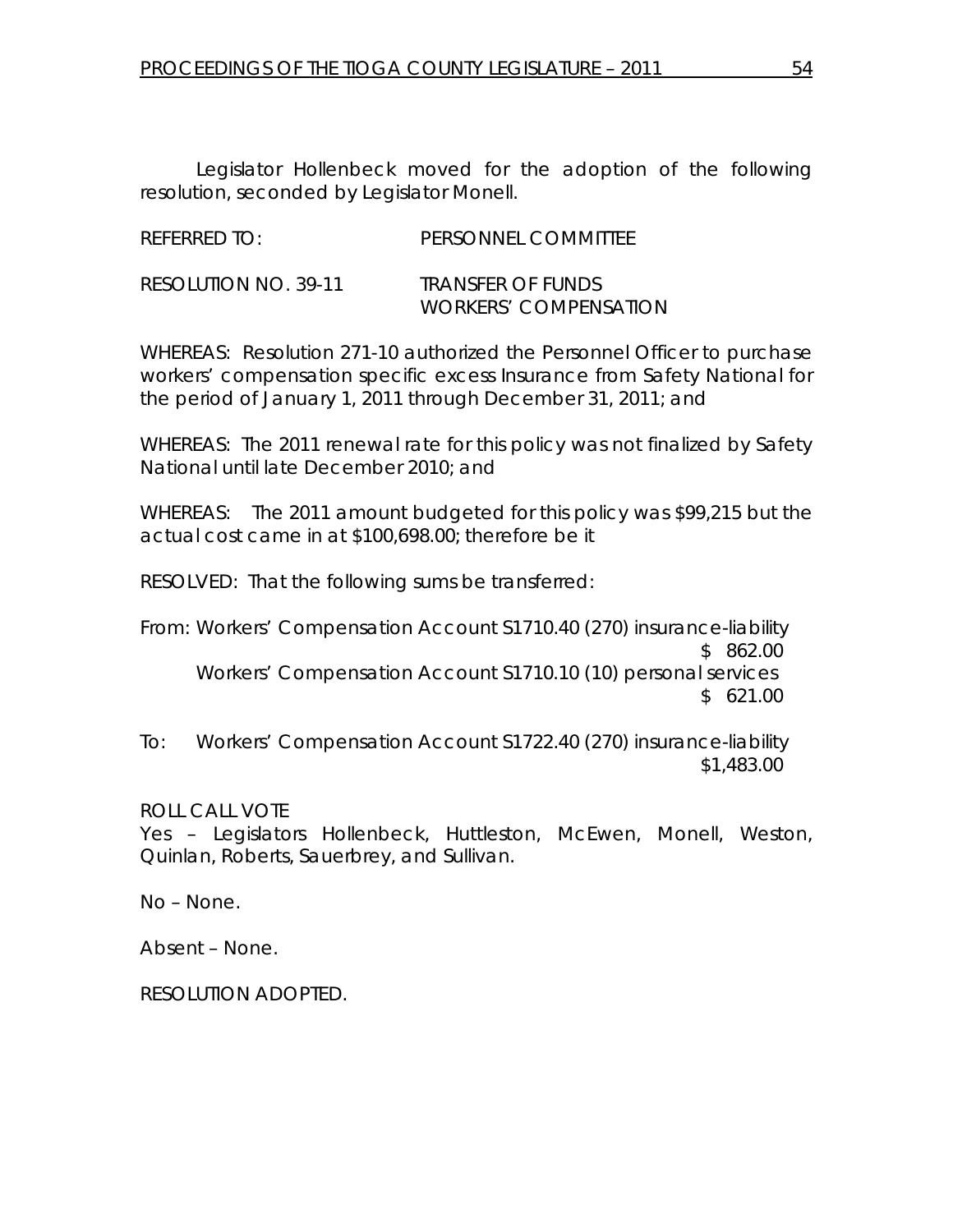Legislator Hollenbeck moved for the adoption of the following resolution, seconded by Legislator Monell.

REFERRED TO: PERSONNEL COMMITTEE

RESOLUTION NO. 39-11 TRANSFER OF FUNDS
WORKERS' COMPENSATION

WHEREAS: Resolution 271-10 authorized the Personnel Officer to purchase workers' compensation specific excess Insurance from Safety National for the period of January 1, 2011 through December 31, 2011; and

WHEREAS: The 2011 renewal rate for this policy was not finalized by Safety National until late December 2010; and

WHEREAS: The 2011 amount budgeted for this policy was \$99,215 but the actual cost came in at \$100,698.00; therefore be it

RESOLVED: That the following sums be transferred:

From: Workers' Compensation Account S1710.40 (270) insurance-liability
\$ 862.00
Workers' Compensation Account S1710.10 (10) personal services
\$ 621.00

To: Workers' Compensation Account S1722.40 (270) insurance-liability
\$1,483.00

ROLL CALL VOTE
Yes – Legislators Hollenbeck, Huttleston, McEwen, Monell, Weston, Quinlan, Roberts, Sauerbrey, and Sullivan.

No – None.

Absent – None.

RESOLUTION ADOPTED.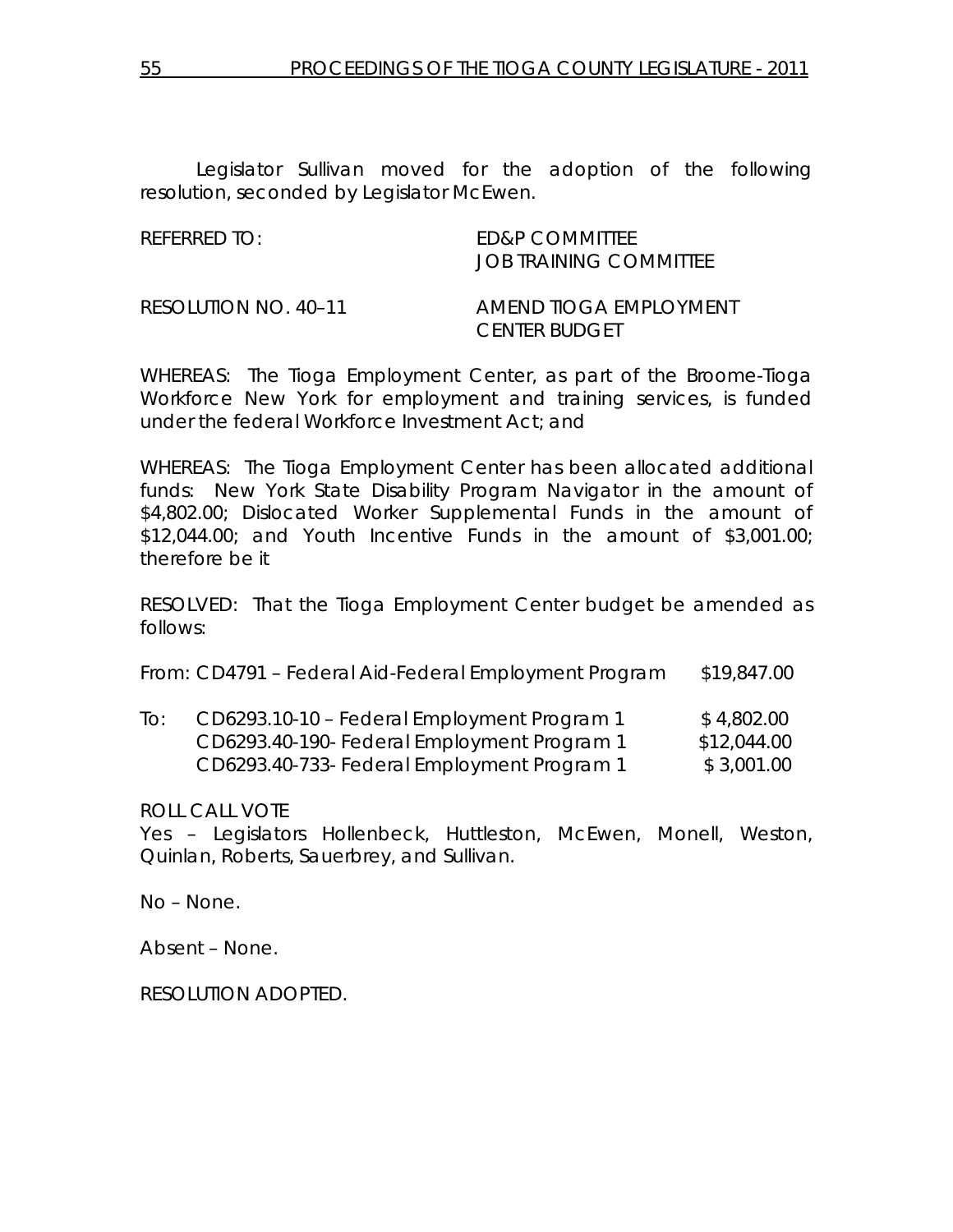Legislator Sullivan moved for the adoption of the following resolution, seconded by Legislator McEwen.

| | |
|---|---|
| REFERRED TO: | ED&P COMMITTEE<br>JOB TRAINING COMMITTEE |
| RESOLUTION NO. 40–11 | AMEND TIOGA EMPLOYMENT CENTER BUDGET |

WHEREAS: The Tioga Employment Center, as part of the Broome-Tioga Workforce New York for employment and training services, is funded under the federal Workforce Investment Act; and

WHEREAS: The Tioga Employment Center has been allocated additional funds: New York State Disability Program Navigator in the amount of $4,802.00; Dislocated Worker Supplemental Funds in the amount of $12,044.00; and Youth Incentive Funds in the amount of $3,001.00; therefore be it

RESOLVED: That the Tioga Employment Center budget be amended as follows:

| | | |
|---|---|---|
| From: | CD4791 – Federal Aid-Federal Employment Program | $19,847.00 |
| To: | CD6293.10-10 – Federal Employment Program 1 | $ 4,802.00 |
| | CD6293.40-190- Federal Employment Program 1 | $12,044.00 |
| | CD6293.40-733- Federal Employment Program 1 | $ 3,001.00 |

ROLL CALL VOTE
Yes – Legislators Hollenbeck, Huttleston, McEwen, Monell, Weston, Quinlan, Roberts, Sauerbrey, and Sullivan.

No – None.

Absent – None.

RESOLUTION ADOPTED.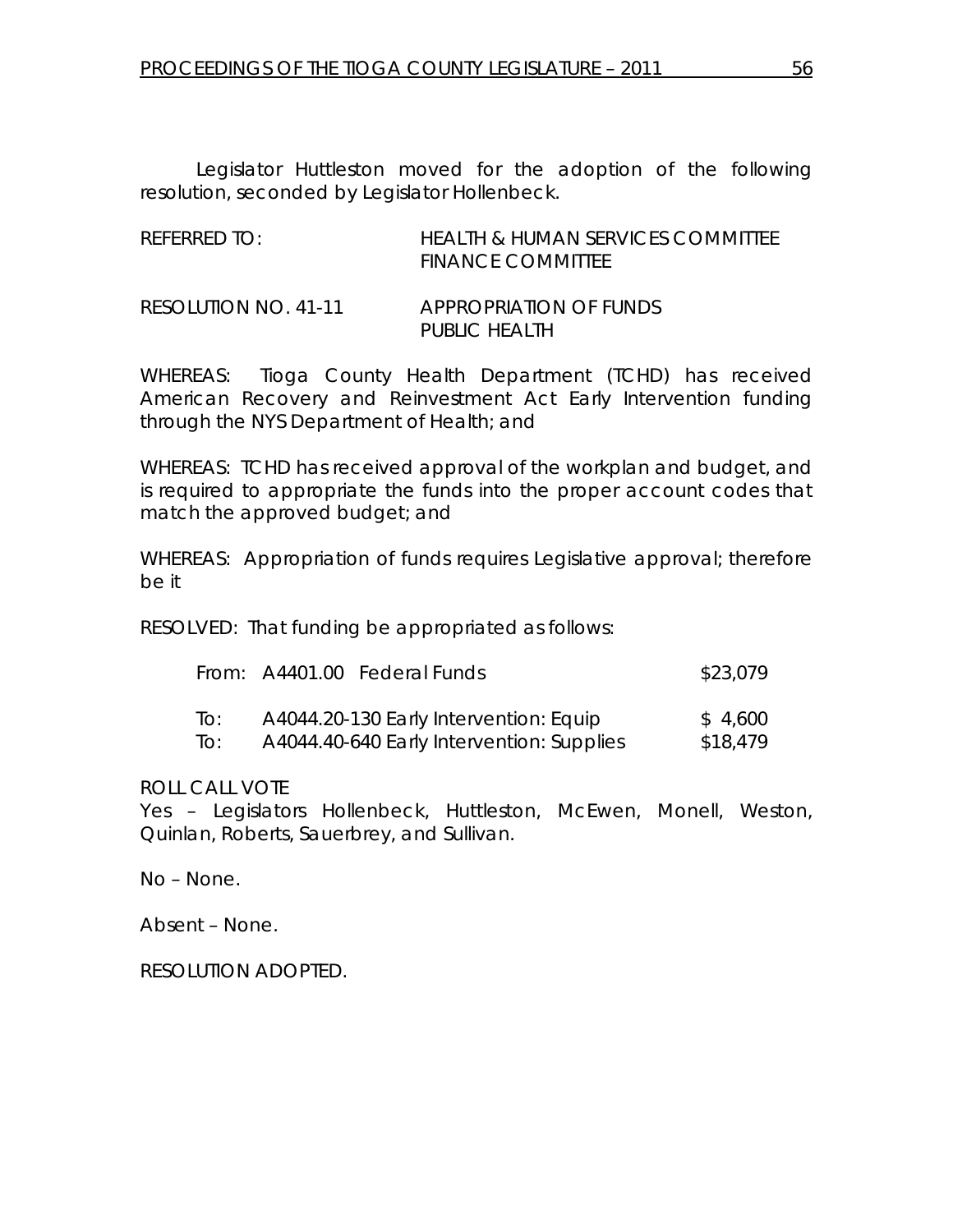Legislator Huttleston moved for the adoption of the following resolution, seconded by Legislator Hollenbeck.

| | |
|---|---|
| REFERRED TO: | HEALTH & HUMAN SERVICES COMMITTEE<br>FINANCE COMMITTEE |
| RESOLUTION NO. 41-11 | APPROPRIATION OF FUNDS<br>PUBLIC HEALTH |

WHEREAS: Tioga County Health Department (TCHD) has received American Recovery and Reinvestment Act Early Intervention funding through the NYS Department of Health; and

WHEREAS: TCHD has received approval of the workplan and budget, and is required to appropriate the funds into the proper account codes that match the approved budget; and

WHEREAS: Appropriation of funds requires Legislative approval; therefore be it

RESOLVED: That funding be appropriated as follows:

| | | |
|---|---|---|
| From: | A4401.00 Federal Funds | $23,079 |
| To: | A4044.20-130 Early Intervention: Equip | $ 4,600 |
| To: | A4044.40-640 Early Intervention: Supplies | $18,479 |

ROLL CALL VOTE
Yes – Legislators Hollenbeck, Huttleston, McEwen, Monell, Weston, Quinlan, Roberts, Sauerbrey, and Sullivan.

No – None.

Absent – None.

RESOLUTION ADOPTED.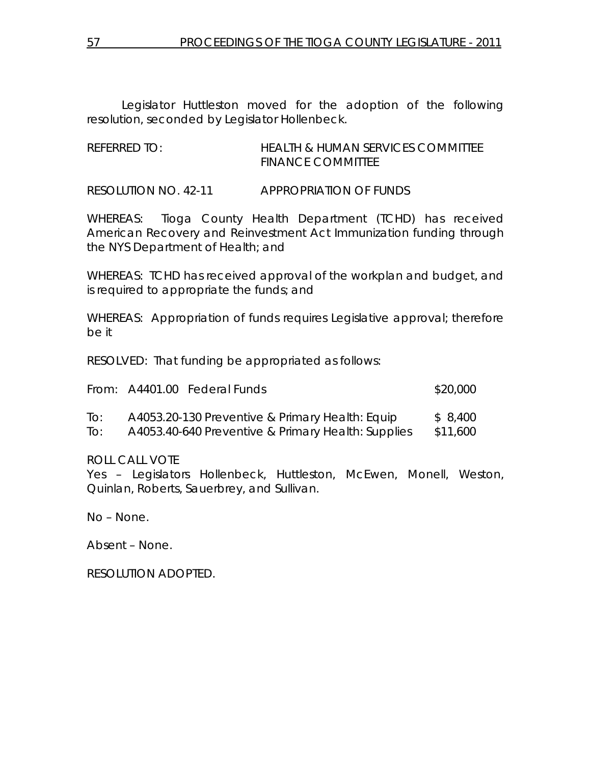Legislator Huttleston moved for the adoption of the following resolution, seconded by Legislator Hollenbeck.

REFERRED TO: HEALTH & HUMAN SERVICES COMMITTEE
FINANCE COMMITTEE

RESOLUTION NO. 42-11 APPROPRIATION OF FUNDS

WHEREAS: Tioga County Health Department (TCHD) has received American Recovery and Reinvestment Act Immunization funding through the NYS Department of Health; and

WHEREAS: TCHD has received approval of the workplan and budget, and is required to appropriate the funds; and

WHEREAS: Appropriation of funds requires Legislative approval; therefore be it

RESOLVED: That funding be appropriated as follows:

| | | |
|---|---|---|
| From: | A4401.00 Federal Funds | $20,000 |
| To: | A4053.20-130 Preventive & Primary Health: Equip | $ 8,400 |
| To: | A4053.40-640 Preventive & Primary Health: Supplies | $11,600 |

ROLL CALL VOTE
Yes – Legislators Hollenbeck, Huttleston, McEwen, Monell, Weston, Quinlan, Roberts, Sauerbrey, and Sullivan.

No – None.

Absent – None.

RESOLUTION ADOPTED.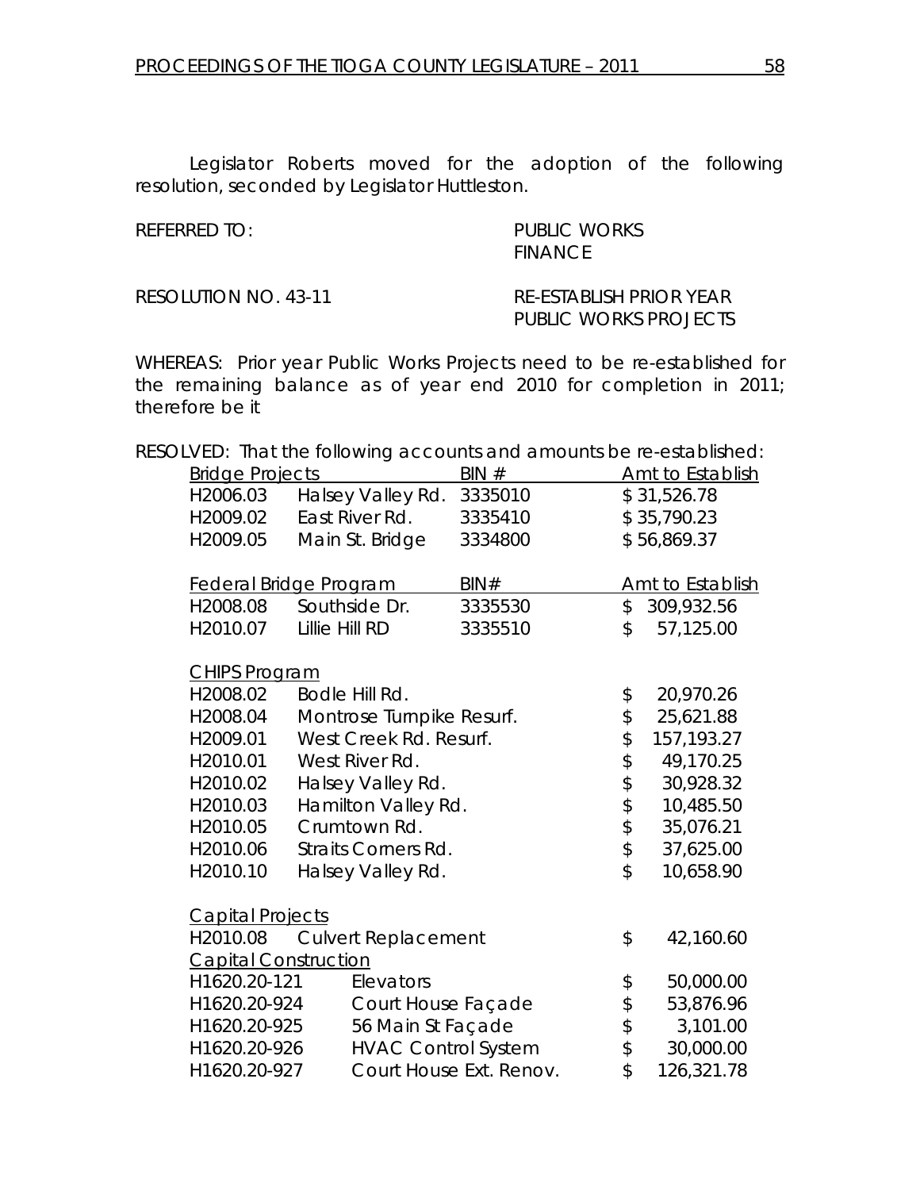Legislator Roberts moved for the adoption of the following resolution, seconded by Legislator Huttleston.

REFERRED TO: PUBLIC WORKS
FINANCE

RESOLUTION NO. 43-11 RE-ESTABLISH PRIOR YEAR PUBLIC WORKS PROJECTS

WHEREAS: Prior year Public Works Projects need to be re-established for the remaining balance as of year end 2010 for completion in 2011; therefore be it

RESOLVED: That the following accounts and amounts be re-established:

| Bridge Projects | | BIN # | Amt to Establish |
|---|---|---|---|
| H2006.03 | Halsey Valley Rd. | 3335010 | $ 31,526.78 |
| H2009.02 | East River Rd. | 3335410 | $ 35,790.23 |
| H2009.05 | Main St. Bridge | 3334800 | $ 56,869.37 |

| Federal Bridge Program | | BIN# | Amt to Establish |
|---|---|---|---|
| H2008.08 | Southside Dr. | 3335530 | $ 309,932.56 |
| H2010.07 | Lillie Hill RD | 3335510 | $ 57,125.00 |

| CHIPS Program | | |
|---|---|---|
| H2008.02 | Bodle Hill Rd. | $ 20,970.26 |
| H2008.04 | Montrose Turnpike Resurf. | $ 25,621.88 |
| H2009.01 | West Creek Rd. Resurf. | $ 157,193.27 |
| H2010.01 | West River Rd. | $ 49,170.25 |
| H2010.02 | Halsey Valley Rd. | $ 30,928.32 |
| H2010.03 | Hamilton Valley Rd. | $ 10,485.50 |
| H2010.05 | Crumtown Rd. | $ 35,076.21 |
| H2010.06 | Straits Corners Rd. | $ 37,625.00 |
| H2010.10 | Halsey Valley Rd. | $ 10,658.90 |

| Capital Projects | | |
|---|---|---|
| H2010.08 | Culvert Replacement | $ 42,160.60 |
| **Capital Construction** | | |
| H1620.20-121 | Elevators | $ 50,000.00 |
| H1620.20-924 | Court House Façade | $ 53,876.96 |
| H1620.20-925 | 56 Main St Façade | $ 3,101.00 |
| H1620.20-926 | HVAC Control System | $ 30,000.00 |
| H1620.20-927 | Court House Ext. Renov. | $ 126,321.78 |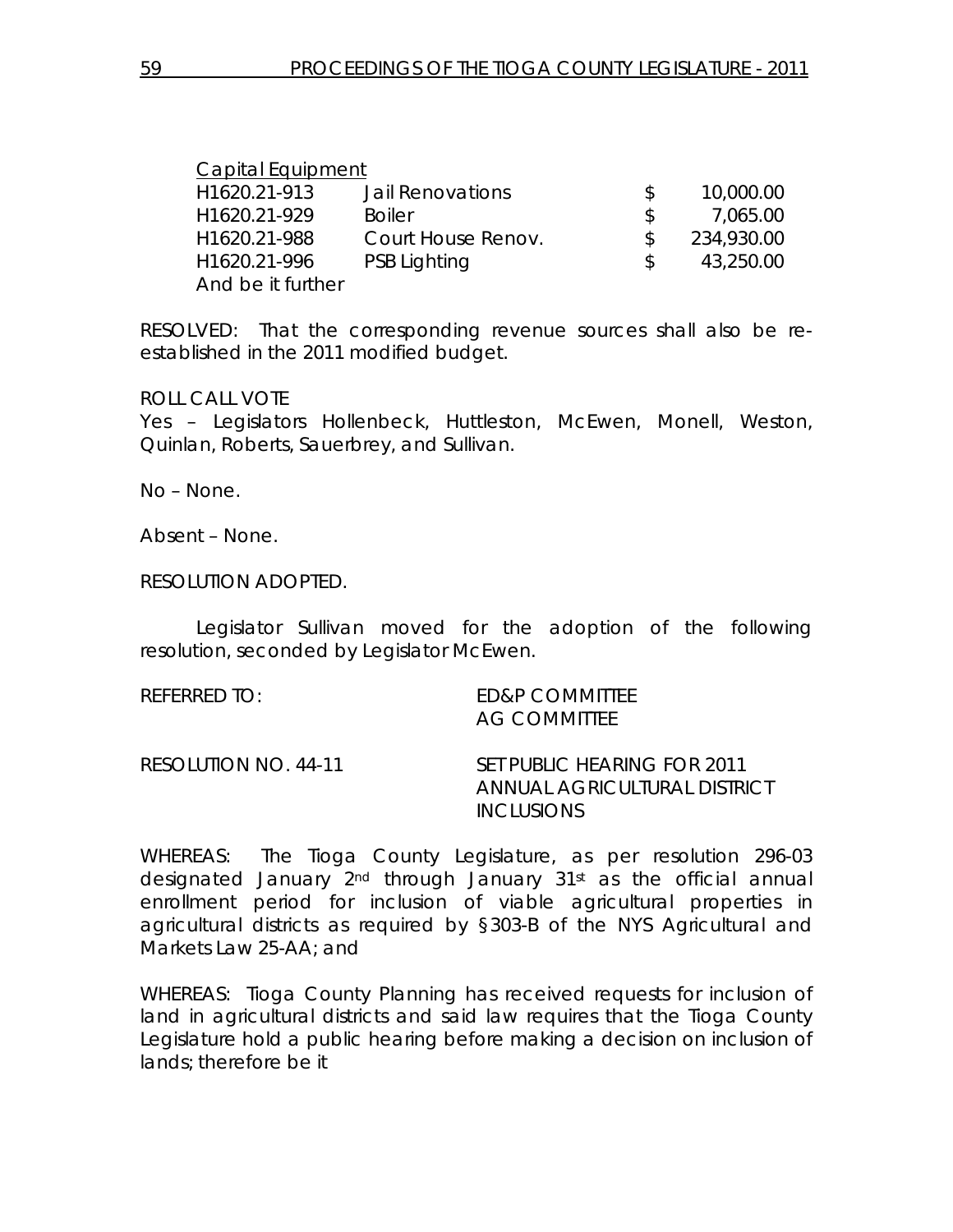Capital Equipment

| | | | |
|---|---|---|---|
| H1620.21-913 | Jail Renovations | $ | 10,000.00 |
| H1620.21-929 | Boiler | $ | 7,065.00 |
| H1620.21-988 | Court House Renov. | $ | 234,930.00 |
| H1620.21-996 | PSB Lighting | $ | 43,250.00 |

And be it further

RESOLVED: That the corresponding revenue sources shall also be re-established in the 2011 modified budget.

ROLL CALL VOTE
Yes – Legislators Hollenbeck, Huttleston, McEwen, Monell, Weston, Quinlan, Roberts, Sauerbrey, and Sullivan.

No – None.

Absent – None.

RESOLUTION ADOPTED.

Legislator Sullivan moved for the adoption of the following resolution, seconded by Legislator McEwen.

REFERRED TO: ED&P COMMITTEE
AG COMMITTEE

RESOLUTION NO. 44-11 SET PUBLIC HEARING FOR 2011 ANNUAL AGRICULTURAL DISTRICT INCLUSIONS

WHEREAS: The Tioga County Legislature, as per resolution 296-03 designated January 2nd through January 31st as the official annual enrollment period for inclusion of viable agricultural properties in agricultural districts as required by §303-B of the NYS Agricultural and Markets Law 25-AA; and

WHEREAS: Tioga County Planning has received requests for inclusion of land in agricultural districts and said law requires that the Tioga County Legislature hold a public hearing before making a decision on inclusion of lands; therefore be it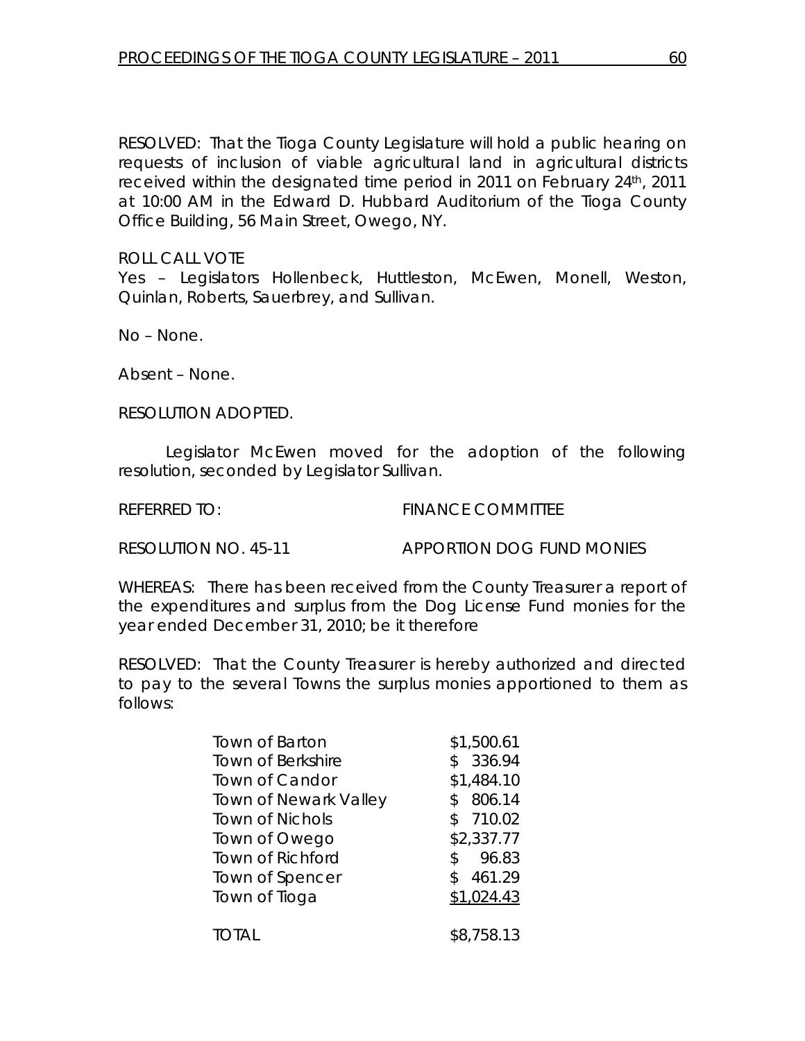RESOLVED: That the Tioga County Legislature will hold a public hearing on requests of inclusion of viable agricultural land in agricultural districts received within the designated time period in 2011 on February 24th, 2011 at 10:00 AM in the Edward D. Hubbard Auditorium of the Tioga County Office Building, 56 Main Street, Owego, NY.

ROLL CALL VOTE
Yes – Legislators Hollenbeck, Huttleston, McEwen, Monell, Weston, Quinlan, Roberts, Sauerbrey, and Sullivan.

No – None.

Absent – None.

RESOLUTION ADOPTED.

Legislator McEwen moved for the adoption of the following resolution, seconded by Legislator Sullivan.

REFERRED TO: FINANCE COMMITTEE

RESOLUTION NO. 45-11 APPORTION DOG FUND MONIES

WHEREAS: There has been received from the County Treasurer a report of the expenditures and surplus from the Dog License Fund monies for the year ended December 31, 2010; be it therefore

RESOLVED: That the County Treasurer is hereby authorized and directed to pay to the several Towns the surplus monies apportioned to them as follows:

| | |
|---|---|
| Town of Barton | $1,500.61 |
| Town of Berkshire | $ 336.94 |
| Town of Candor | $1,484.10 |
| Town of Newark Valley | $ 806.14 |
| Town of Nichols | $ 710.02 |
| Town of Owego | $2,337.77 |
| Town of Richford | $ 96.83 |
| Town of Spencer | $ 461.29 |
| Town of Tioga | $1,024.43 |
| TOTAL | $8,758.13 |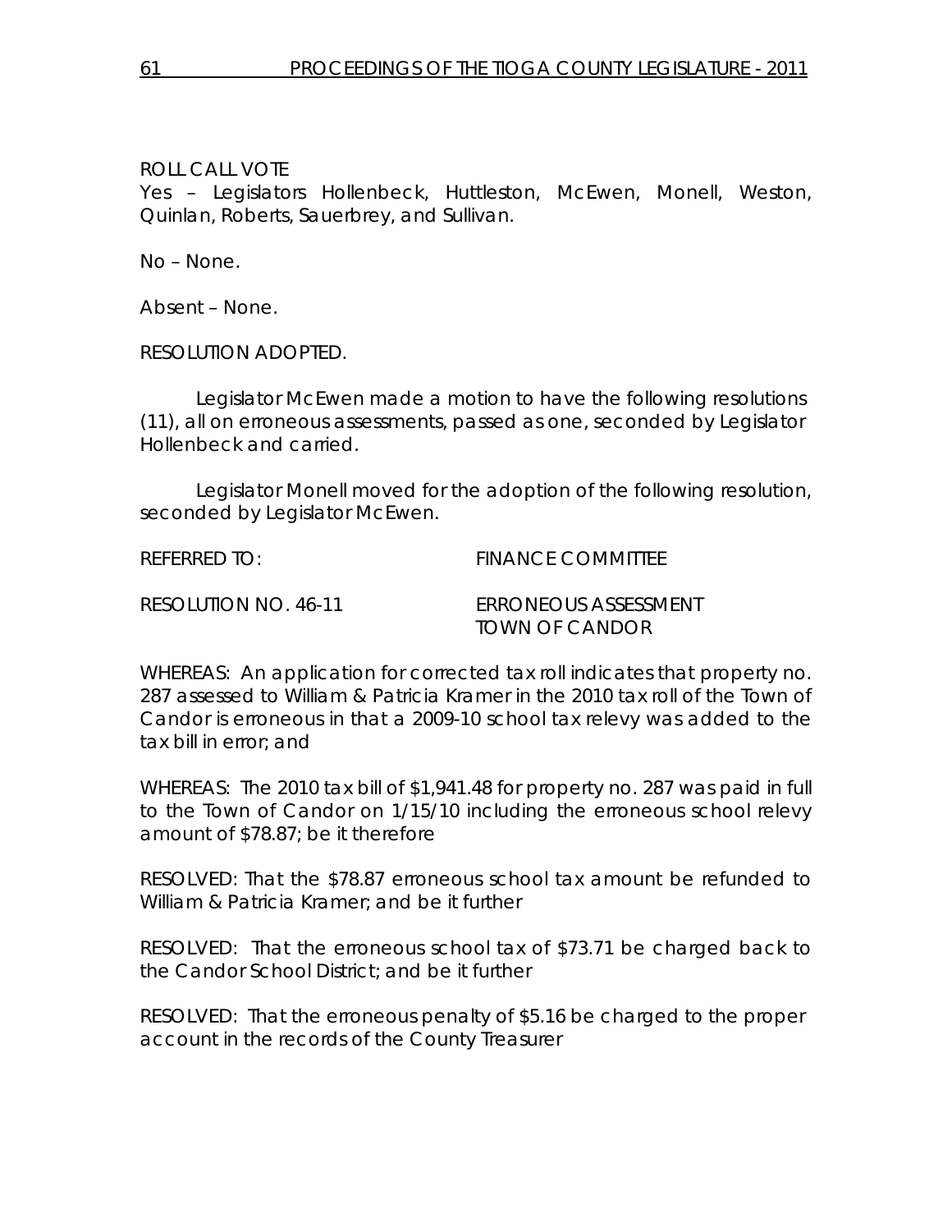ROLL CALL VOTE
Yes – Legislators Hollenbeck, Huttleston, McEwen, Monell, Weston, Quinlan, Roberts, Sauerbrey, and Sullivan.

No – None.

Absent – None.

RESOLUTION ADOPTED.

Legislator McEwen made a motion to have the following resolutions (11), all on erroneous assessments, passed as one, seconded by Legislator Hollenbeck and carried.

Legislator Monell moved for the adoption of the following resolution, seconded by Legislator McEwen.

REFERRED TO: FINANCE COMMITTEE

RESOLUTION NO. 46-11 ERRONEOUS ASSESSMENT TOWN OF CANDOR

WHEREAS: An application for corrected tax roll indicates that property no. 287 assessed to William & Patricia Kramer in the 2010 tax roll of the Town of Candor is erroneous in that a 2009-10 school tax relevy was added to the tax bill in error; and

WHEREAS: The 2010 tax bill of $1,941.48 for property no. 287 was paid in full to the Town of Candor on 1/15/10 including the erroneous school relevy amount of $78.87; be it therefore

RESOLVED: That the $78.87 erroneous school tax amount be refunded to William & Patricia Kramer; and be it further

RESOLVED: That the erroneous school tax of $73.71 be charged back to the Candor School District; and be it further

RESOLVED: That the erroneous penalty of $5.16 be charged to the proper account in the records of the County Treasurer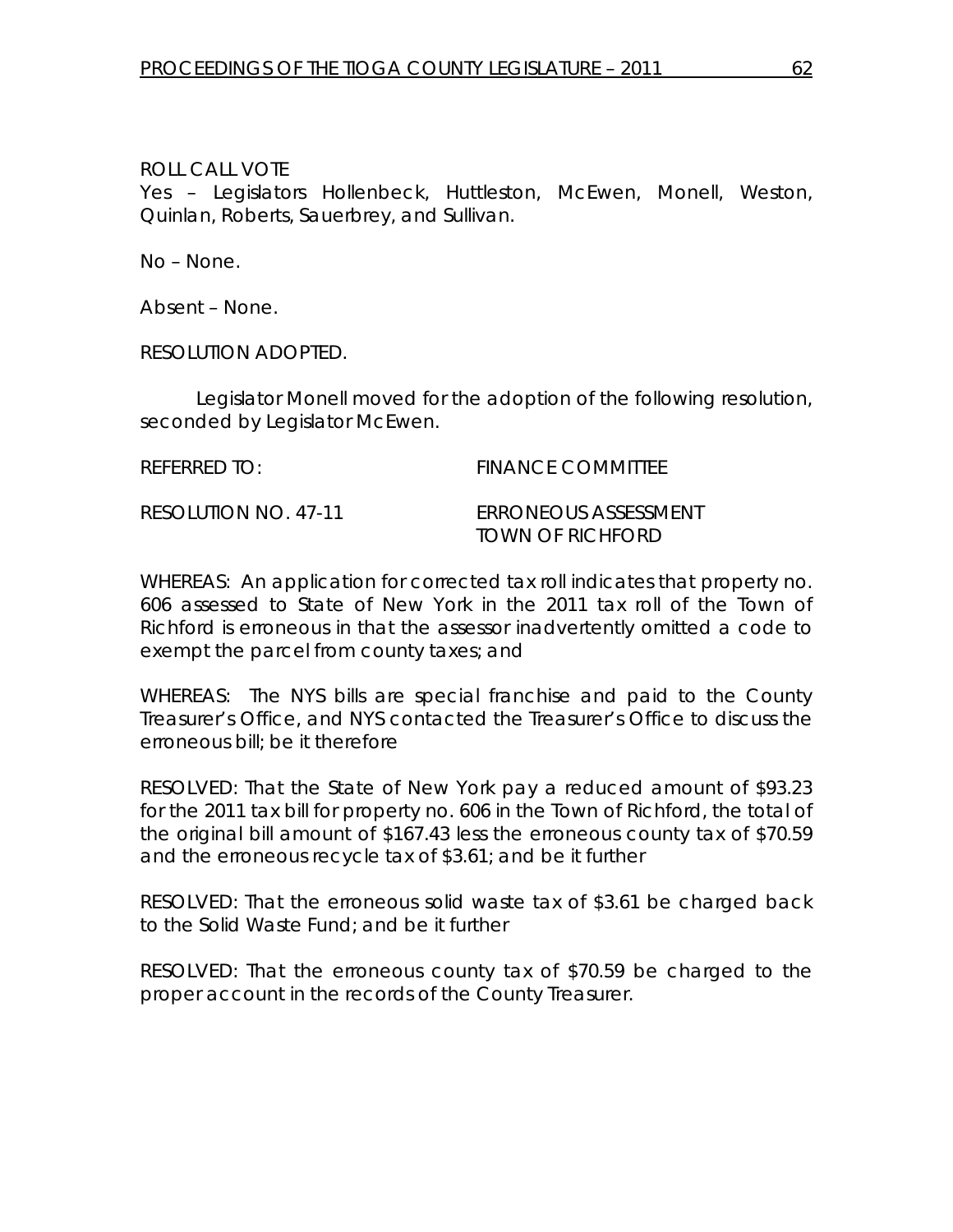ROLL CALL VOTE
Yes – Legislators Hollenbeck, Huttleston, McEwen, Monell, Weston, Quinlan, Roberts, Sauerbrey, and Sullivan.

No – None.

Absent – None.

RESOLUTION ADOPTED.

Legislator Monell moved for the adoption of the following resolution, seconded by Legislator McEwen.

REFERRED TO: FINANCE COMMITTEE

RESOLUTION NO. 47-11 ERRONEOUS ASSESSMENT
TOWN OF RICHFORD

WHEREAS: An application for corrected tax roll indicates that property no. 606 assessed to State of New York in the 2011 tax roll of the Town of Richford is erroneous in that the assessor inadvertently omitted a code to exempt the parcel from county taxes; and

WHEREAS: The NYS bills are special franchise and paid to the County Treasurer's Office, and NYS contacted the Treasurer's Office to discuss the erroneous bill; be it therefore

RESOLVED: That the State of New York pay a reduced amount of $93.23 for the 2011 tax bill for property no. 606 in the Town of Richford, the total of the original bill amount of $167.43 less the erroneous county tax of $70.59 and the erroneous recycle tax of $3.61; and be it further

RESOLVED: That the erroneous solid waste tax of $3.61 be charged back to the Solid Waste Fund; and be it further

RESOLVED: That the erroneous county tax of $70.59 be charged to the proper account in the records of the County Treasurer.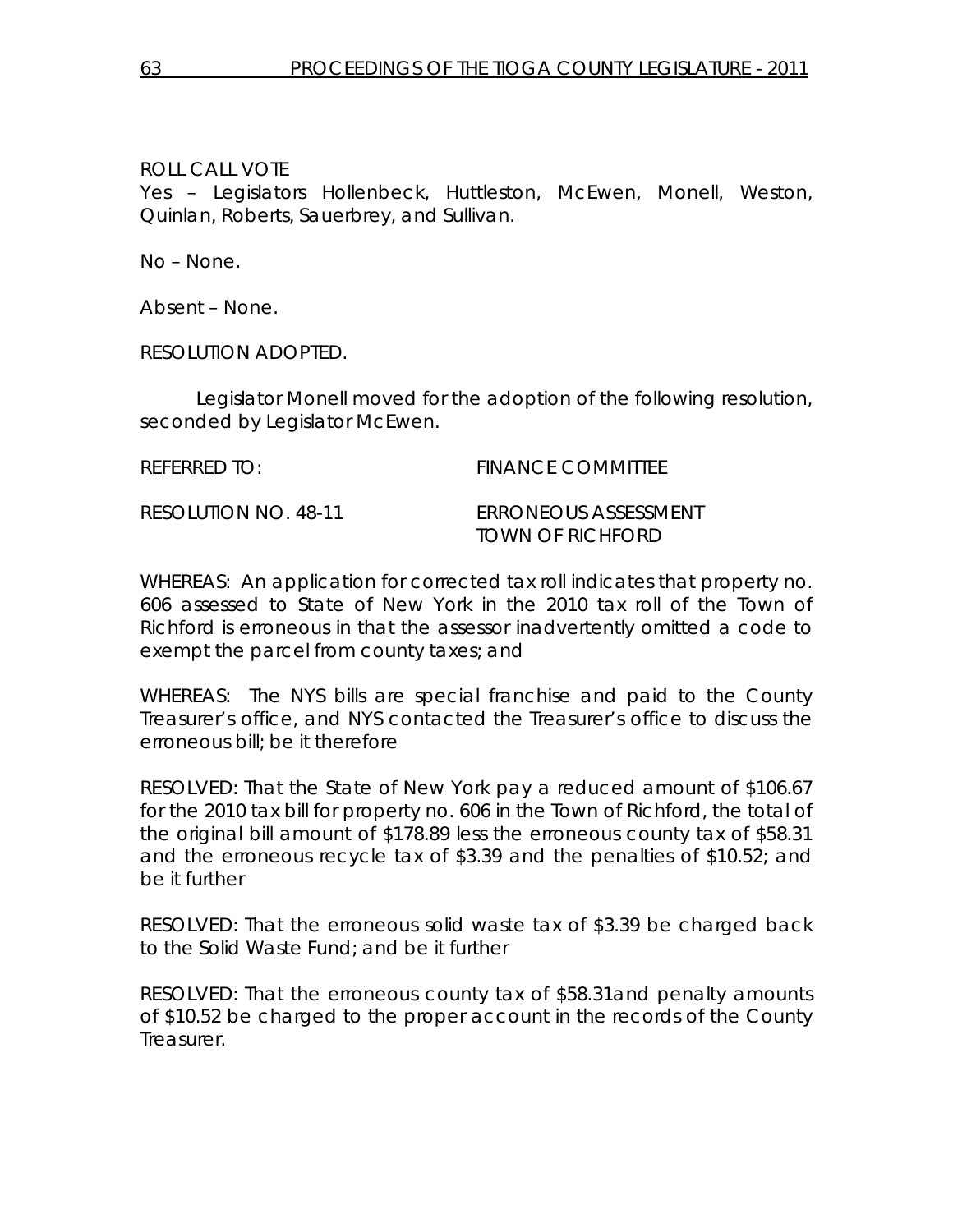ROLL CALL VOTE
Yes – Legislators Hollenbeck, Huttleston, McEwen, Monell, Weston, Quinlan, Roberts, Sauerbrey, and Sullivan.

No – None.

Absent – None.

RESOLUTION ADOPTED.

Legislator Monell moved for the adoption of the following resolution, seconded by Legislator McEwen.

REFERRED TO: FINANCE COMMITTEE

RESOLUTION NO. 48-11 ERRONEOUS ASSESSMENT TOWN OF RICHFORD

WHEREAS: An application for corrected tax roll indicates that property no. 606 assessed to State of New York in the 2010 tax roll of the Town of Richford is erroneous in that the assessor inadvertently omitted a code to exempt the parcel from county taxes; and

WHEREAS: The NYS bills are special franchise and paid to the County Treasurer's office, and NYS contacted the Treasurer's office to discuss the erroneous bill; be it therefore

RESOLVED: That the State of New York pay a reduced amount of $106.67 for the 2010 tax bill for property no. 606 in the Town of Richford, the total of the original bill amount of $178.89 less the erroneous county tax of $58.31 and the erroneous recycle tax of $3.39 and the penalties of $10.52; and be it further

RESOLVED: That the erroneous solid waste tax of $3.39 be charged back to the Solid Waste Fund; and be it further

RESOLVED: That the erroneous county tax of $58.31and penalty amounts of $10.52 be charged to the proper account in the records of the County Treasurer.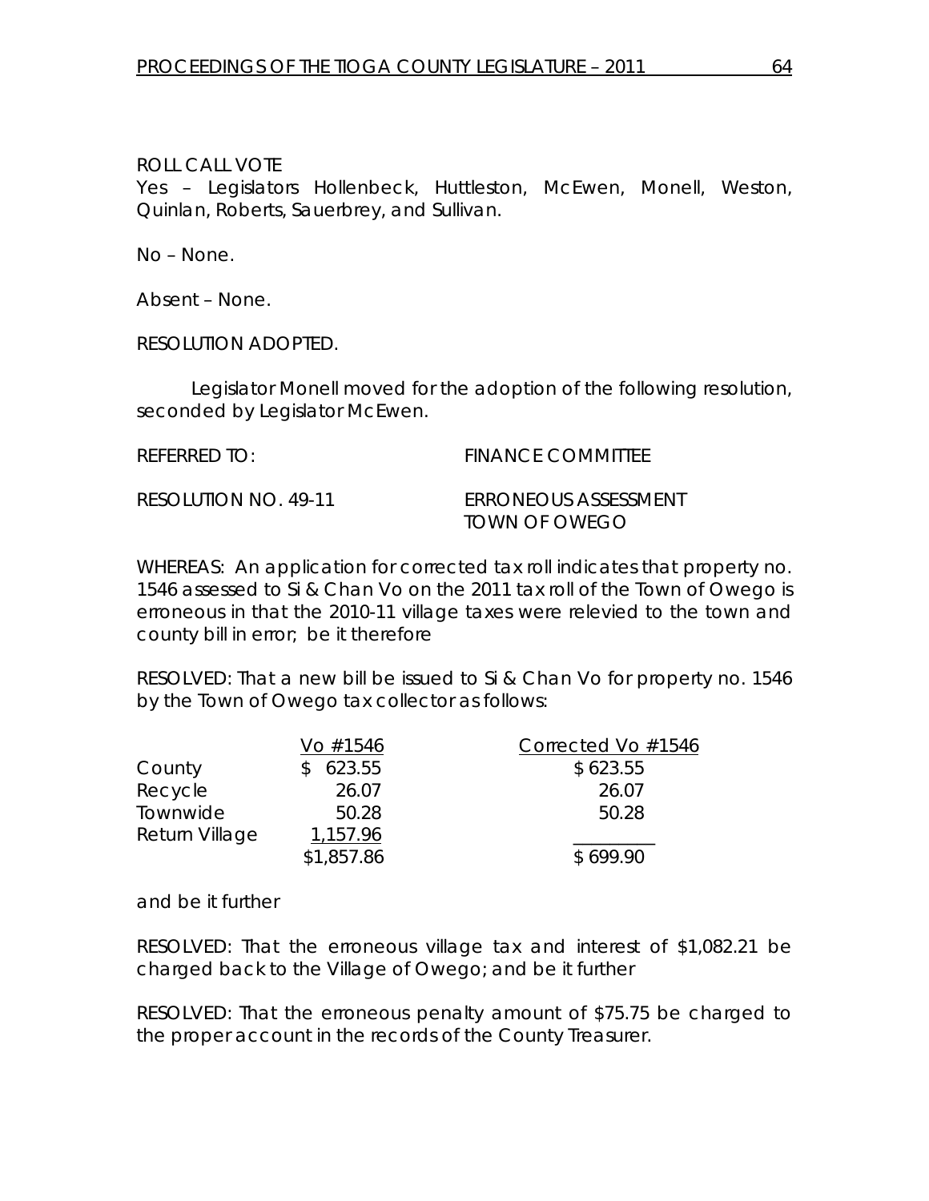ROLL CALL VOTE
Yes – Legislators Hollenbeck, Huttleston, McEwen, Monell, Weston, Quinlan, Roberts, Sauerbrey, and Sullivan.

No – None.

Absent – None.

RESOLUTION ADOPTED.

Legislator Monell moved for the adoption of the following resolution, seconded by Legislator McEwen.

REFERRED TO: FINANCE COMMITTEE

RESOLUTION NO. 49-11 ERRONEOUS ASSESSMENT TOWN OF OWEGO

WHEREAS: An application for corrected tax roll indicates that property no. 1546 assessed to Si & Chan Vo on the 2011 tax roll of the Town of Owego is erroneous in that the 2010-11 village taxes were relevied to the town and county bill in error; be it therefore

RESOLVED: That a new bill be issued to Si & Chan Vo for property no. 1546 by the Town of Owego tax collector as follows:

| | Vo #1546 | Corrected Vo #1546 |
|---|---|---|
| County | $ 623.55 | $ 623.55 |
| Recycle | 26.07 | 26.07 |
| Townwide | 50.28 | 50.28 |
| Return Village | 1,157.96 | |
| | $1,857.86 | $ 699.90 |

and be it further

RESOLVED: That the erroneous village tax and interest of $1,082.21 be charged back to the Village of Owego; and be it further

RESOLVED: That the erroneous penalty amount of $75.75 be charged to the proper account in the records of the County Treasurer.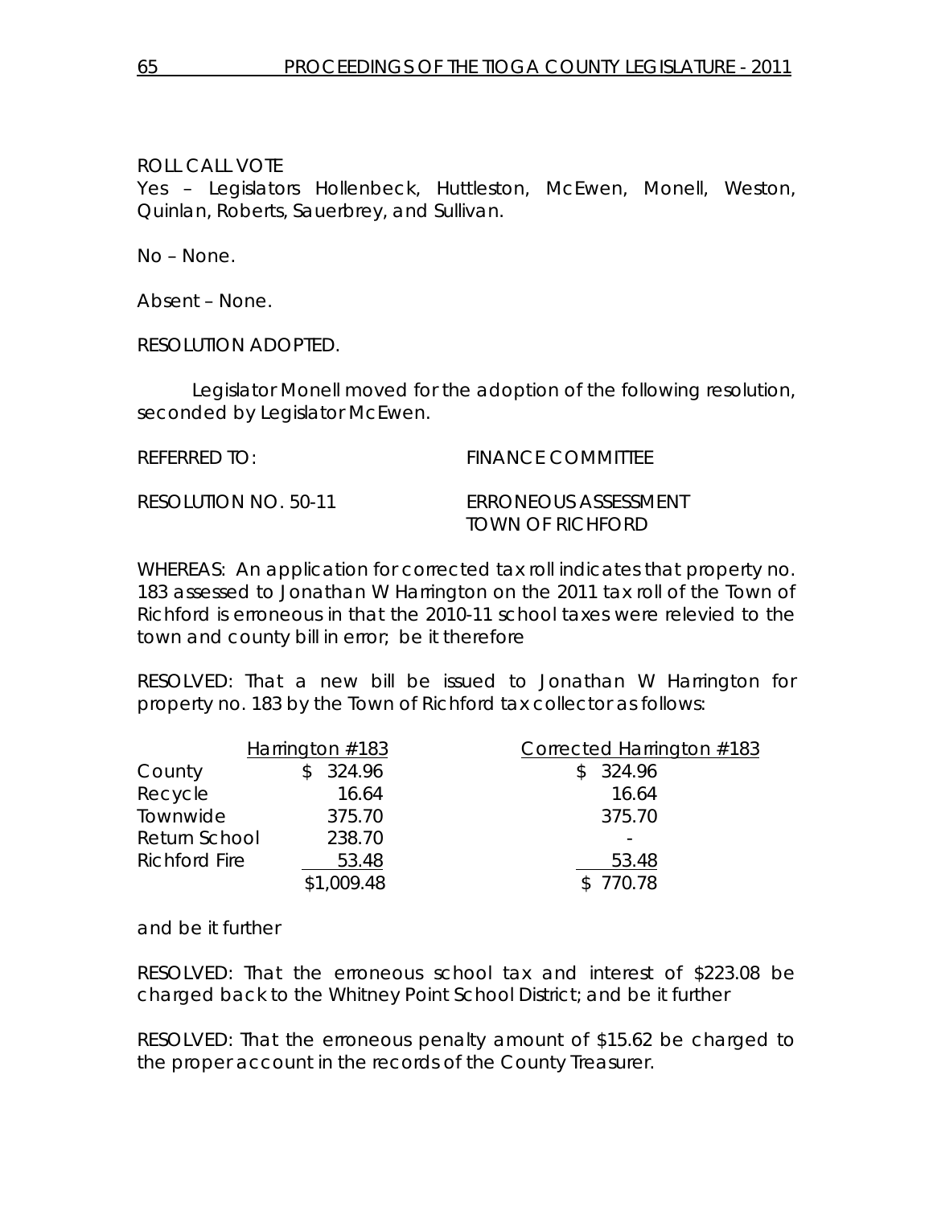ROLL CALL VOTE
Yes – Legislators Hollenbeck, Huttleston, McEwen, Monell, Weston, Quinlan, Roberts, Sauerbrey, and Sullivan.

No – None.

Absent – None.

RESOLUTION ADOPTED.

Legislator Monell moved for the adoption of the following resolution, seconded by Legislator McEwen.

REFERRED TO: FINANCE COMMITTEE

RESOLUTION NO. 50-11 ERRONEOUS ASSESSMENT TOWN OF RICHFORD

WHEREAS: An application for corrected tax roll indicates that property no. 183 assessed to Jonathan W Harrington on the 2011 tax roll of the Town of Richford is erroneous in that the 2010-11 school taxes were relevied to the town and county bill in error; be it therefore

RESOLVED: That a new bill be issued to Jonathan W Harrington for property no. 183 by the Town of Richford tax collector as follows:

| | Harrington #183 | Corrected Harrington #183 |
|---|---|---|
| County | $ 324.96 | $ 324.96 |
| Recycle | 16.64 | 16.64 |
| Townwide | 375.70 | 375.70 |
| Return School | 238.70 | - |
| Richford Fire | 53.48 | 53.48 |
| | $1,009.48 | $ 770.78 |

and be it further

RESOLVED: That the erroneous school tax and interest of $223.08 be charged back to the Whitney Point School District; and be it further

RESOLVED: That the erroneous penalty amount of $15.62 be charged to the proper account in the records of the County Treasurer.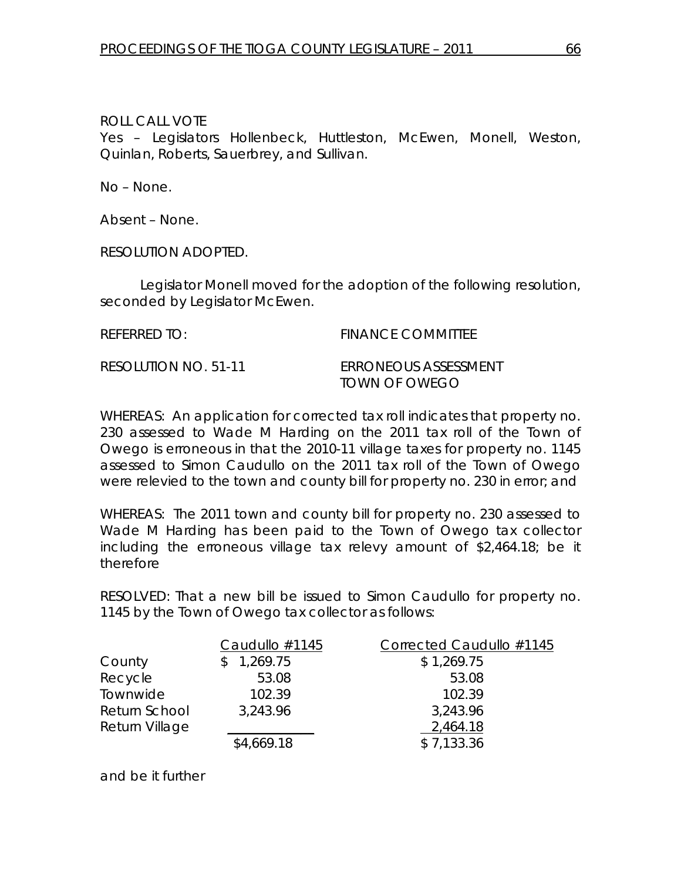ROLL CALL VOTE

Yes – Legislators Hollenbeck, Huttleston, McEwen, Monell, Weston, Quinlan, Roberts, Sauerbrey, and Sullivan.

No – None.

Absent – None.

RESOLUTION ADOPTED.

Legislator Monell moved for the adoption of the following resolution, seconded by Legislator McEwen.

REFERRED TO: FINANCE COMMITTEE

RESOLUTION NO. 51-11 ERRONEOUS ASSESSMENT TOWN OF OWEGO

WHEREAS: An application for corrected tax roll indicates that property no. 230 assessed to Wade M Harding on the 2011 tax roll of the Town of Owego is erroneous in that the 2010-11 village taxes for property no. 1145 assessed to Simon Caudullo on the 2011 tax roll of the Town of Owego were relevied to the town and county bill for property no. 230 in error; and

WHEREAS: The 2011 town and county bill for property no. 230 assessed to Wade M Harding has been paid to the Town of Owego tax collector including the erroneous village tax relevy amount of $2,464.18; be it therefore

RESOLVED: That a new bill be issued to Simon Caudullo for property no. 1145 by the Town of Owego tax collector as follows:

| | Caudullo #1145 | Corrected Caudullo #1145 |
|---|---|---|
| County | $ 1,269.75 | $ 1,269.75 |
| Recycle | 53.08 | 53.08 |
| Townwide | 102.39 | 102.39 |
| Return School | 3,243.96 | 3,243.96 |
| Return Village | | 2,464.18 |
| | $4,669.18 | $ 7,133.36 |

and be it further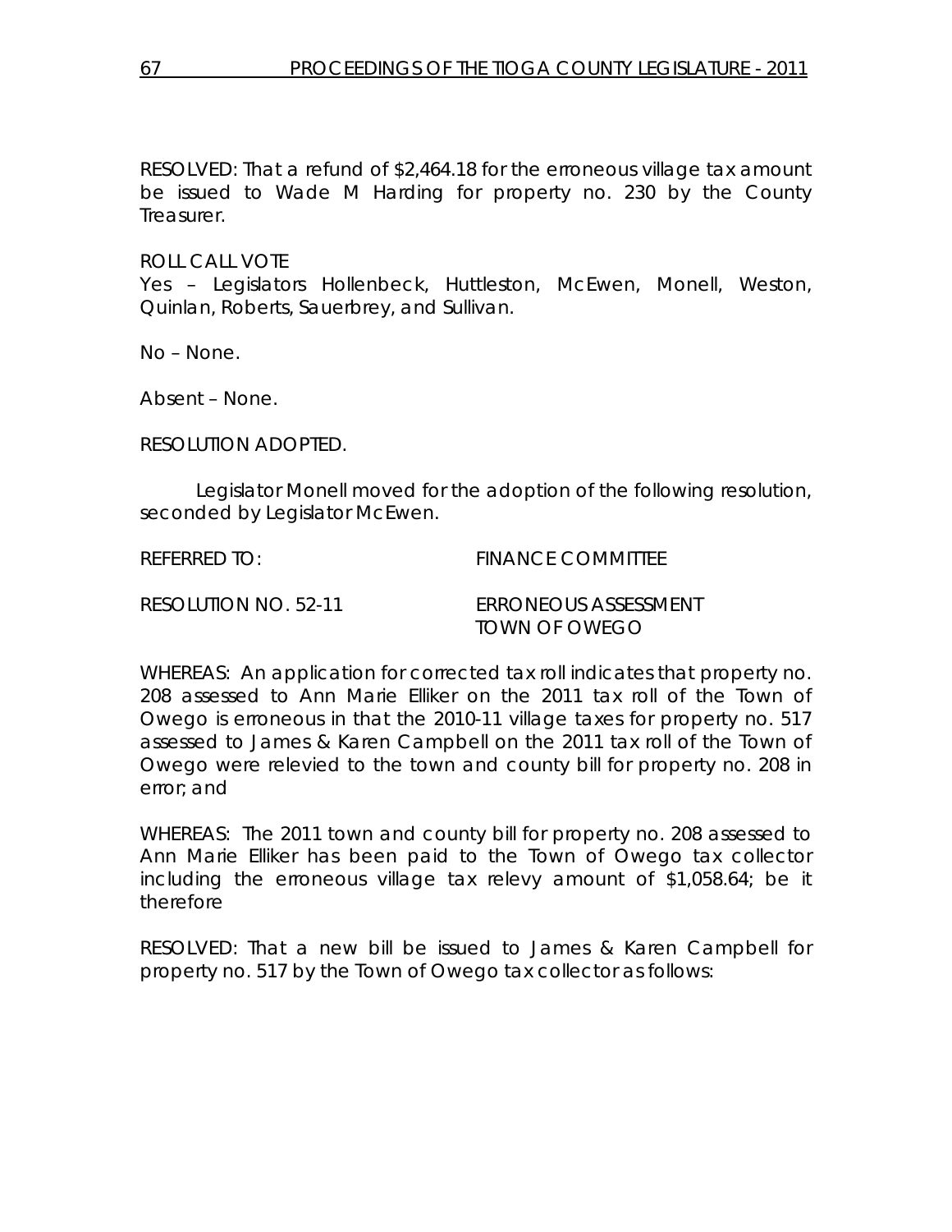RESOLVED: That a refund of $2,464.18 for the erroneous village tax amount be issued to Wade M Harding for property no. 230 by the County Treasurer.

ROLL CALL VOTE
Yes – Legislators Hollenbeck, Huttleston, McEwen, Monell, Weston, Quinlan, Roberts, Sauerbrey, and Sullivan.

No – None.

Absent – None.

RESOLUTION ADOPTED.

Legislator Monell moved for the adoption of the following resolution, seconded by Legislator McEwen.

REFERRED TO: FINANCE COMMITTEE

RESOLUTION NO. 52-11 ERRONEOUS ASSESSMENT
TOWN OF OWEGO

WHEREAS: An application for corrected tax roll indicates that property no. 208 assessed to Ann Marie Elliker on the 2011 tax roll of the Town of Owego is erroneous in that the 2010-11 village taxes for property no. 517 assessed to James & Karen Campbell on the 2011 tax roll of the Town of Owego were relevied to the town and county bill for property no. 208 in error; and

WHEREAS: The 2011 town and county bill for property no. 208 assessed to Ann Marie Elliker has been paid to the Town of Owego tax collector including the erroneous village tax relevy amount of $1,058.64; be it therefore

RESOLVED: That a new bill be issued to James & Karen Campbell for property no. 517 by the Town of Owego tax collector as follows: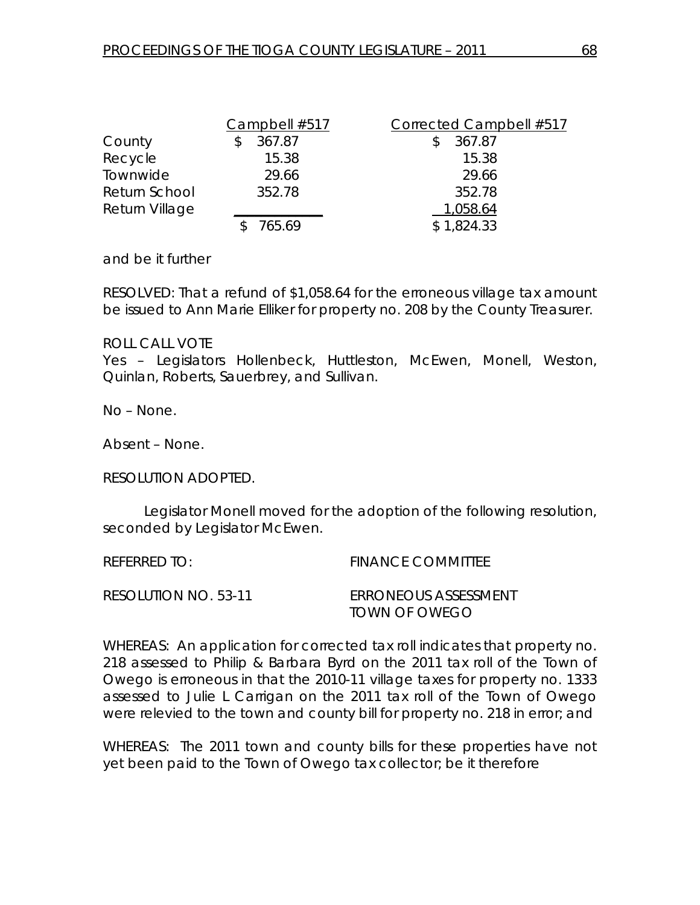| | Campbell #517 | Corrected Campbell #517 |
|---|---|---|
| County | $ 367.87 | $ 367.87 |
| Recycle | 15.38 | 15.38 |
| Townwide | 29.66 | 29.66 |
| Return School | 352.78 | 352.78 |
| Return Village | | 1,058.64 |
| | $ 765.69 | $ 1,824.33 |

and be it further

RESOLVED: That a refund of $1,058.64 for the erroneous village tax amount be issued to Ann Marie Elliker for property no. 208 by the County Treasurer.

ROLL CALL VOTE
Yes – Legislators Hollenbeck, Huttleston, McEwen, Monell, Weston, Quinlan, Roberts, Sauerbrey, and Sullivan.

No – None.

Absent – None.

RESOLUTION ADOPTED.

Legislator Monell moved for the adoption of the following resolution, seconded by Legislator McEwen.

REFERRED TO: FINANCE COMMITTEE

RESOLUTION NO. 53-11 ERRONEOUS ASSESSMENT TOWN OF OWEGO

WHEREAS: An application for corrected tax roll indicates that property no. 218 assessed to Philip & Barbara Byrd on the 2011 tax roll of the Town of Owego is erroneous in that the 2010-11 village taxes for property no. 1333 assessed to Julie L Carrigan on the 2011 tax roll of the Town of Owego were relevied to the town and county bill for property no. 218 in error; and

WHEREAS: The 2011 town and county bills for these properties have not yet been paid to the Town of Owego tax collector; be it therefore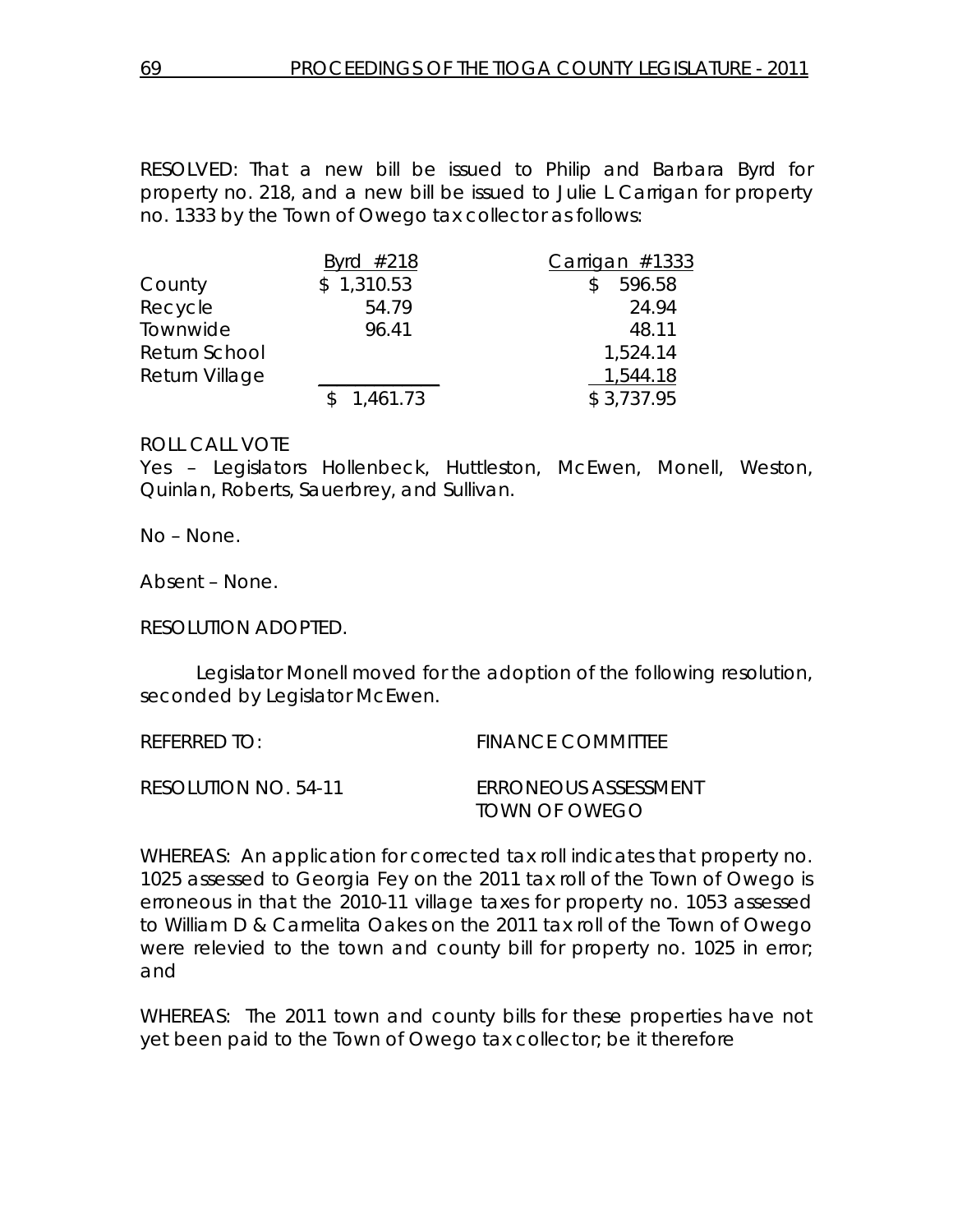RESOLVED: That a new bill be issued to Philip and Barbara Byrd for property no. 218, and a new bill be issued to Julie L Carrigan for property no. 1333 by the Town of Owego tax collector as follows:

| | Byrd #218 | Carrigan #1333 |
|---|---|---|
| County | $ 1,310.53 | $ 596.58 |
| Recycle | 54.79 | 24.94 |
| Townwide | 96.41 | 48.11 |
| Return School | | 1,524.14 |
| Return Village | | 1,544.18 |
| | $ 1,461.73 | $ 3,737.95 |

ROLL CALL VOTE

Yes – Legislators Hollenbeck, Huttleston, McEwen, Monell, Weston, Quinlan, Roberts, Sauerbrey, and Sullivan.

No – None.

Absent – None.

RESOLUTION ADOPTED.

Legislator Monell moved for the adoption of the following resolution, seconded by Legislator McEwen.

REFERRED TO: FINANCE COMMITTEE

RESOLUTION NO. 54-11 ERRONEOUS ASSESSMENT TOWN OF OWEGO

WHEREAS: An application for corrected tax roll indicates that property no. 1025 assessed to Georgia Fey on the 2011 tax roll of the Town of Owego is erroneous in that the 2010-11 village taxes for property no. 1053 assessed to William D & Carmelita Oakes on the 2011 tax roll of the Town of Owego were relevied to the town and county bill for property no. 1025 in error; and

WHEREAS: The 2011 town and county bills for these properties have not yet been paid to the Town of Owego tax collector; be it therefore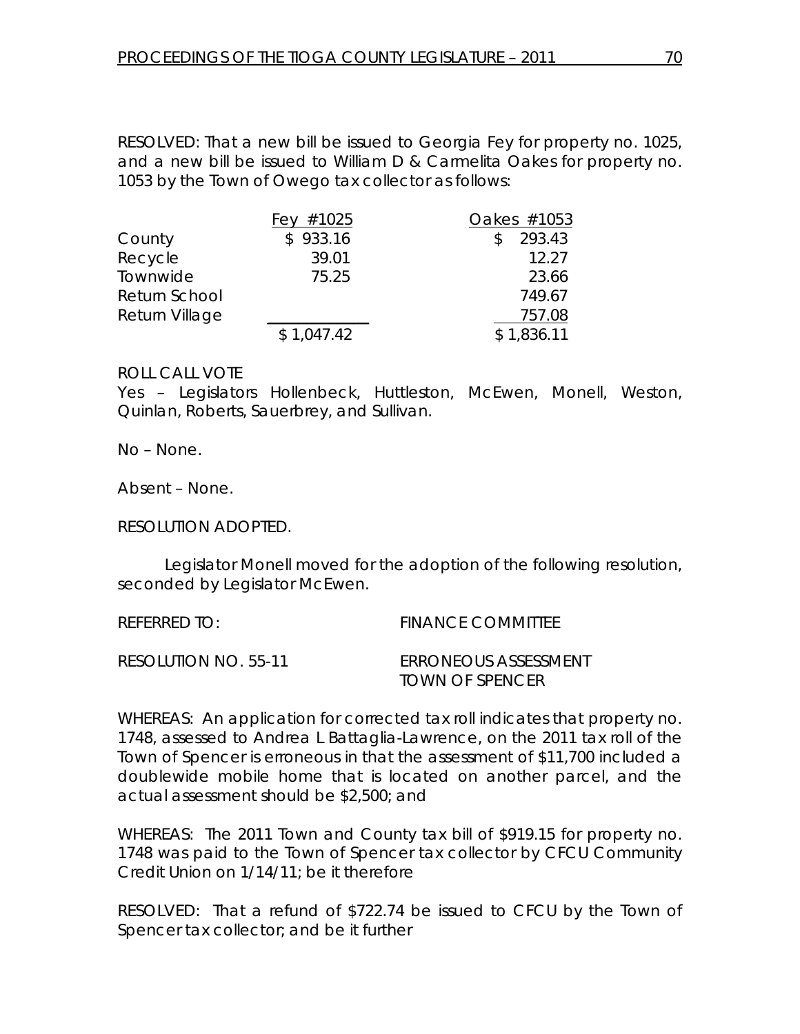RESOLVED: That a new bill be issued to Georgia Fey for property no. 1025, and a new bill be issued to William D & Carmelita Oakes for property no. 1053 by the Town of Owego tax collector as follows:

| | Fey #1025 | Oakes #1053 |
|---|---|---|
| County | $ 933.16 | $ 293.43 |
| Recycle | 39.01 | 12.27 |
| Townwide | 75.25 | 23.66 |
| Return School | | 749.67 |
| Return Village | | 757.08 |
| | $ 1,047.42 | $ 1,836.11 |

ROLL CALL VOTE
Yes – Legislators Hollenbeck, Huttleston, McEwen, Monell, Weston, Quinlan, Roberts, Sauerbrey, and Sullivan.

No – None.

Absent – None.

RESOLUTION ADOPTED.

Legislator Monell moved for the adoption of the following resolution, seconded by Legislator McEwen.

REFERRED TO: FINANCE COMMITTEE

RESOLUTION NO. 55-11 ERRONEOUS ASSESSMENT TOWN OF SPENCER

WHEREAS: An application for corrected tax roll indicates that property no. 1748, assessed to Andrea L Battaglia-Lawrence, on the 2011 tax roll of the Town of Spencer is erroneous in that the assessment of $11,700 included a doublewide mobile home that is located on another parcel, and the actual assessment should be $2,500; and

WHEREAS: The 2011 Town and County tax bill of $919.15 for property no. 1748 was paid to the Town of Spencer tax collector by CFCU Community Credit Union on 1/14/11; be it therefore

RESOLVED: That a refund of $722.74 be issued to CFCU by the Town of Spencer tax collector; and be it further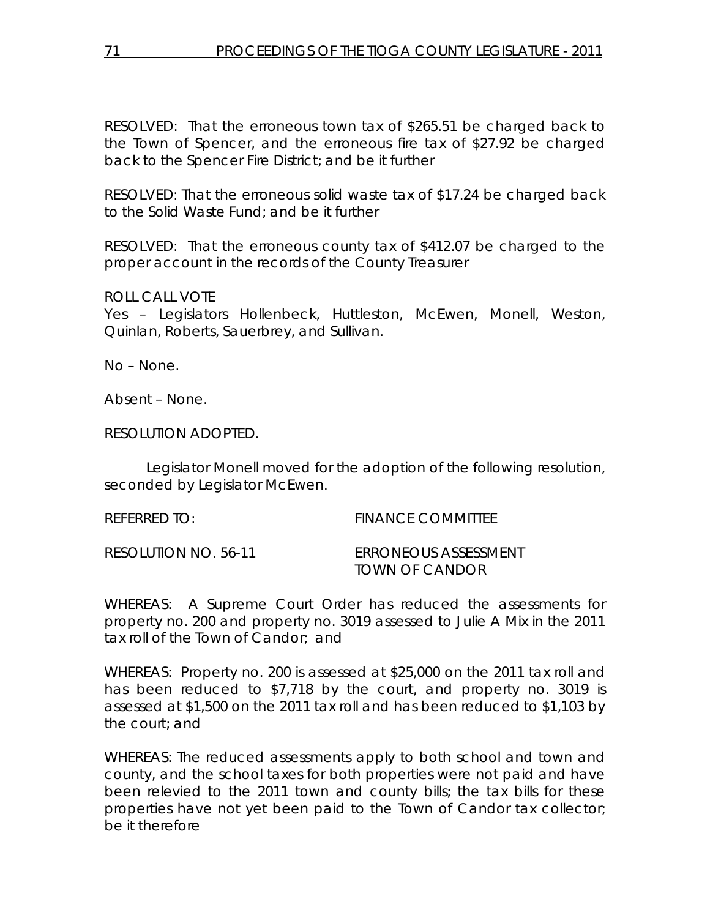RESOLVED: That the erroneous town tax of $265.51 be charged back to the Town of Spencer, and the erroneous fire tax of $27.92 be charged back to the Spencer Fire District; and be it further

RESOLVED: That the erroneous solid waste tax of $17.24 be charged back to the Solid Waste Fund; and be it further

RESOLVED: That the erroneous county tax of $412.07 be charged to the proper account in the records of the County Treasurer

ROLL CALL VOTE
Yes – Legislators Hollenbeck, Huttleston, McEwen, Monell, Weston, Quinlan, Roberts, Sauerbrey, and Sullivan.

No – None.

Absent – None.

RESOLUTION ADOPTED.

Legislator Monell moved for the adoption of the following resolution, seconded by Legislator McEwen.

REFERRED TO: FINANCE COMMITTEE

RESOLUTION NO. 56-11 ERRONEOUS ASSESSMENT
TOWN OF CANDOR

WHEREAS: A Supreme Court Order has reduced the assessments for property no. 200 and property no. 3019 assessed to Julie A Mix in the 2011 tax roll of the Town of Candor; and

WHEREAS: Property no. 200 is assessed at $25,000 on the 2011 tax roll and has been reduced to $7,718 by the court, and property no. 3019 is assessed at $1,500 on the 2011 tax roll and has been reduced to $1,103 by the court; and

WHEREAS: The reduced assessments apply to both school and town and county, and the school taxes for both properties were not paid and have been relevied to the 2011 town and county bills; the tax bills for these properties have not yet been paid to the Town of Candor tax collector; be it therefore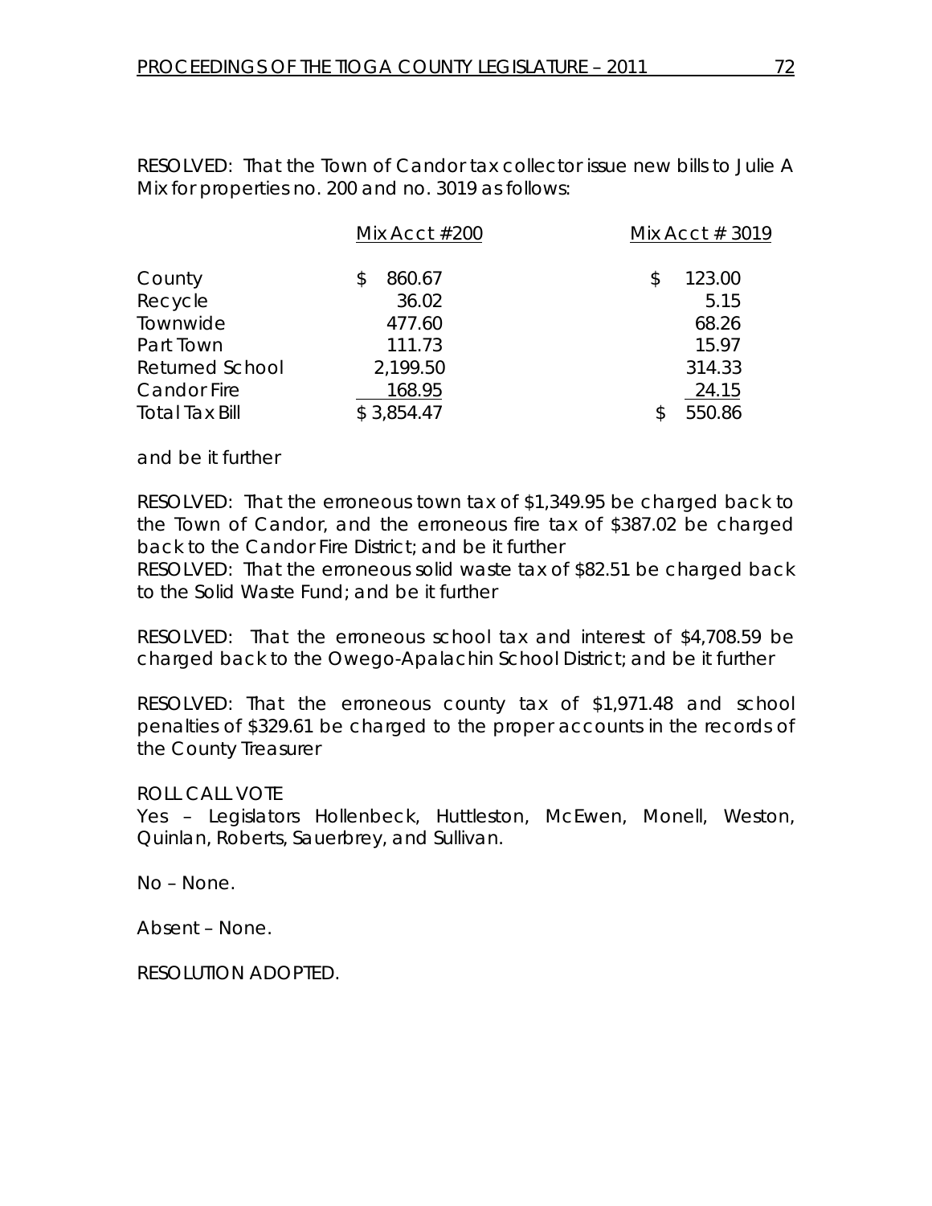RESOLVED: That the Town of Candor tax collector issue new bills to Julie A Mix for properties no. 200 and no. 3019 as follows:

| | Mix Acct #200 | Mix Acct # 3019 |
|---|---|---|
| County | $ 860.67 | $ 123.00 |
| Recycle | 36.02 | 5.15 |
| Townwide | 477.60 | 68.26 |
| Part Town | 111.73 | 15.97 |
| Returned School | 2,199.50 | 314.33 |
| Candor Fire | 168.95 | 24.15 |
| Total Tax Bill | $ 3,854.47 | $ 550.86 |

and be it further

RESOLVED: That the erroneous town tax of $1,349.95 be charged back to the Town of Candor, and the erroneous fire tax of $387.02 be charged back to the Candor Fire District; and be it further

RESOLVED: That the erroneous solid waste tax of $82.51 be charged back to the Solid Waste Fund; and be it further

RESOLVED: That the erroneous school tax and interest of $4,708.59 be charged back to the Owego-Apalachin School District; and be it further

RESOLVED: That the erroneous county tax of $1,971.48 and school penalties of $329.61 be charged to the proper accounts in the records of the County Treasurer

ROLL CALL VOTE

Yes – Legislators Hollenbeck, Huttleston, McEwen, Monell, Weston, Quinlan, Roberts, Sauerbrey, and Sullivan.

No – None.

Absent – None.

RESOLUTION ADOPTED.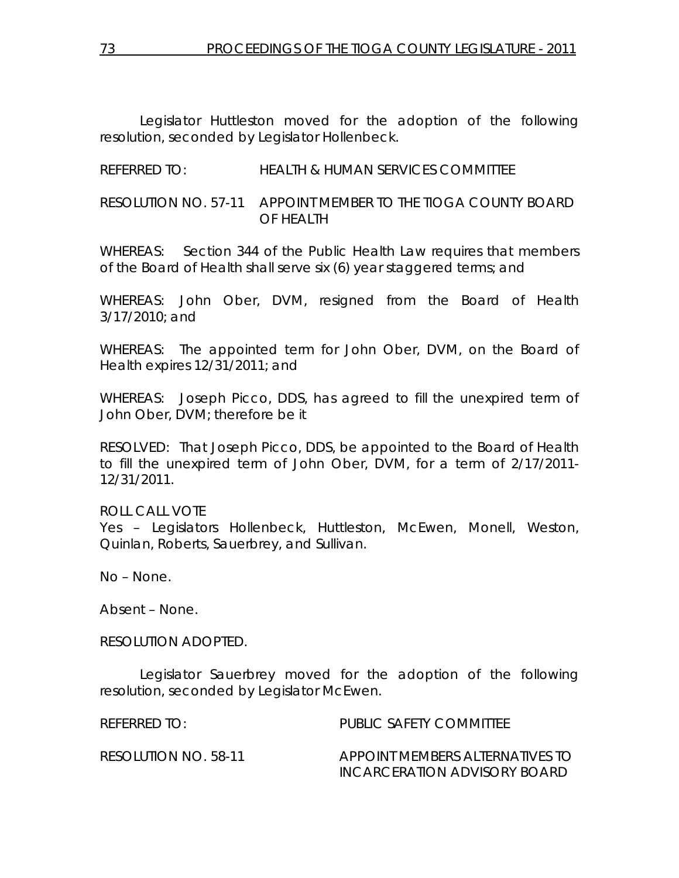Legislator Huttleston moved for the adoption of the following resolution, seconded by Legislator Hollenbeck.

REFERRED TO: HEALTH & HUMAN SERVICES COMMITTEE

RESOLUTION NO. 57-11 APPOINT MEMBER TO THE TIOGA COUNTY BOARD OF HEALTH

WHEREAS: Section 344 of the Public Health Law requires that members of the Board of Health shall serve six (6) year staggered terms; and

WHEREAS: John Ober, DVM, resigned from the Board of Health 3/17/2010; and

WHEREAS: The appointed term for John Ober, DVM, on the Board of Health expires 12/31/2011; and

WHEREAS: Joseph Picco, DDS, has agreed to fill the unexpired term of John Ober, DVM; therefore be it

RESOLVED: That Joseph Picco, DDS, be appointed to the Board of Health to fill the unexpired term of John Ober, DVM, for a term of 2/17/2011-12/31/2011.

ROLL CALL VOTE
Yes – Legislators Hollenbeck, Huttleston, McEwen, Monell, Weston, Quinlan, Roberts, Sauerbrey, and Sullivan.

No – None.

Absent – None.

RESOLUTION ADOPTED.

Legislator Sauerbrey moved for the adoption of the following resolution, seconded by Legislator McEwen.

REFERRED TO: PUBLIC SAFETY COMMITTEE

RESOLUTION NO. 58-11 APPOINT MEMBERS ALTERNATIVES TO INCARCERATION ADVISORY BOARD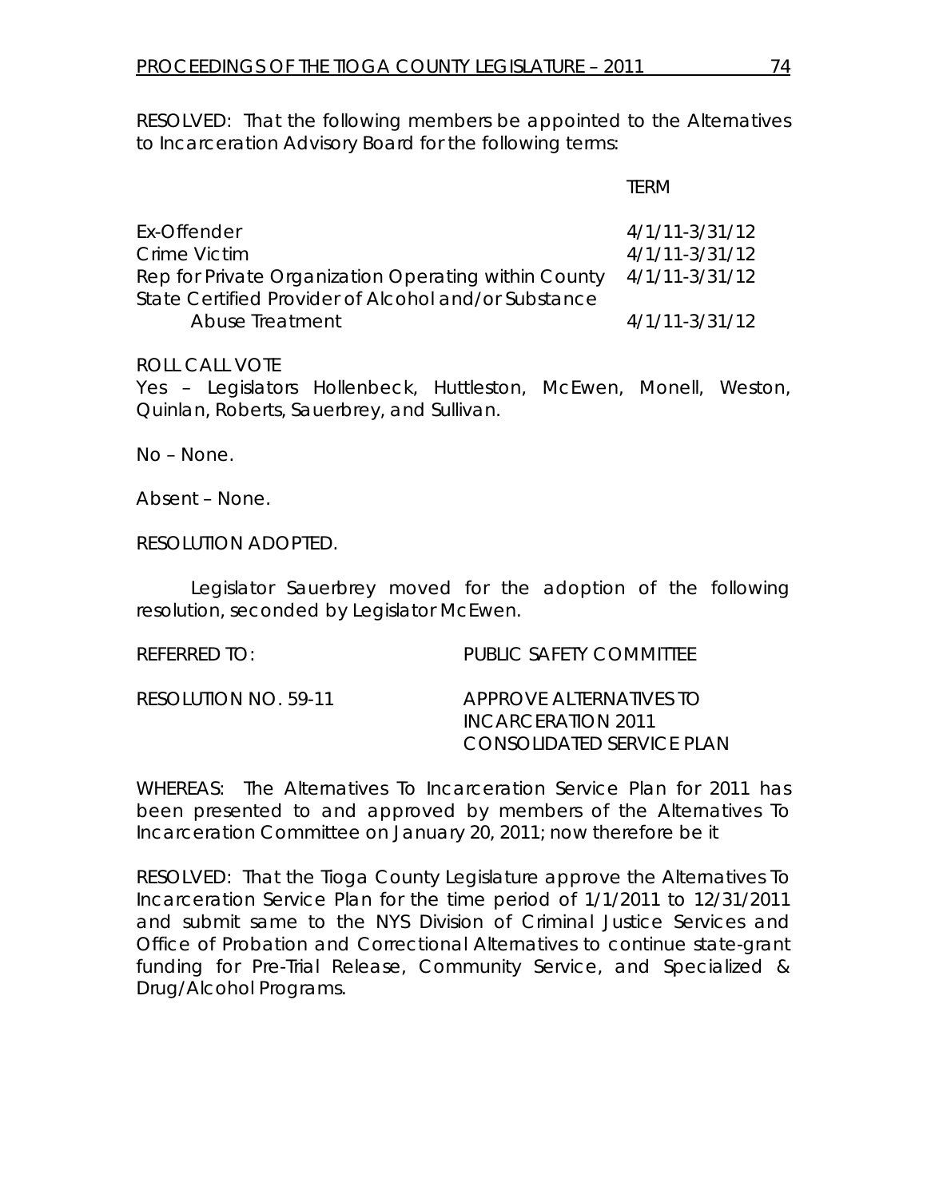RESOLVED: That the following members be appointed to the Alternatives to Incarceration Advisory Board for the following terms:

| | TERM |
|---|---|
| Ex-Offender | 4/1/11-3/31/12 |
| Crime Victim | 4/1/11-3/31/12 |
| Rep for Private Organization Operating within County | 4/1/11-3/31/12 |
| State Certified Provider of Alcohol and/or Substance Abuse Treatment | 4/1/11-3/31/12 |

ROLL CALL VOTE
Yes – Legislators Hollenbeck, Huttleston, McEwen, Monell, Weston, Quinlan, Roberts, Sauerbrey, and Sullivan.

No – None.

Absent – None.

RESOLUTION ADOPTED.

Legislator Sauerbrey moved for the adoption of the following resolution, seconded by Legislator McEwen.

REFERRED TO: PUBLIC SAFETY COMMITTEE

RESOLUTION NO. 59-11 APPROVE ALTERNATIVES TO INCARCERATION 2011 CONSOLIDATED SERVICE PLAN

WHEREAS: The Alternatives To Incarceration Service Plan for 2011 has been presented to and approved by members of the Alternatives To Incarceration Committee on January 20, 2011; now therefore be it

RESOLVED: That the Tioga County Legislature approve the Alternatives To Incarceration Service Plan for the time period of 1/1/2011 to 12/31/2011 and submit same to the NYS Division of Criminal Justice Services and Office of Probation and Correctional Alternatives to continue state-grant funding for Pre-Trial Release, Community Service, and Specialized & Drug/Alcohol Programs.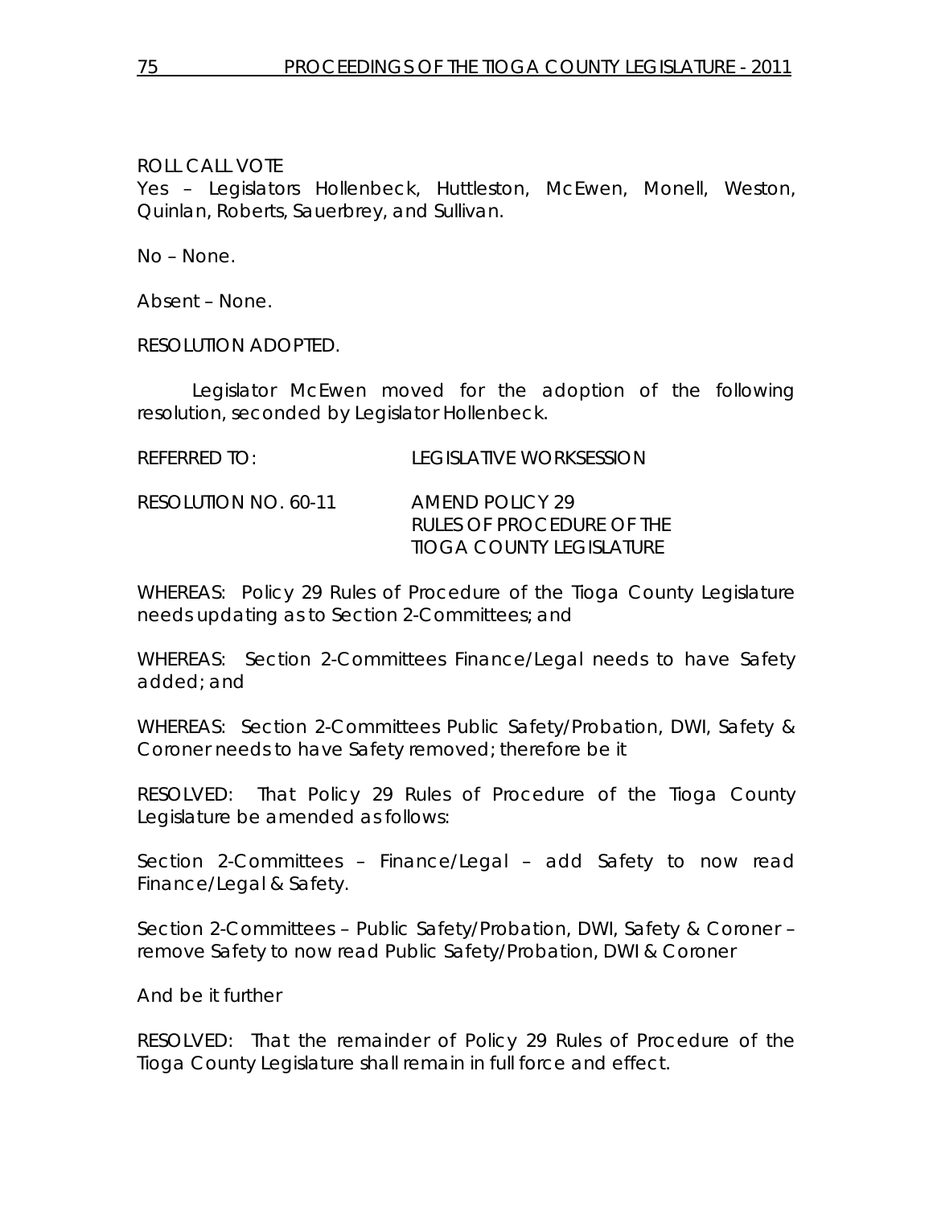ROLL CALL VOTE
Yes – Legislators Hollenbeck, Huttleston, McEwen, Monell, Weston, Quinlan, Roberts, Sauerbrey, and Sullivan.

No – None.

Absent – None.

RESOLUTION ADOPTED.

Legislator McEwen moved for the adoption of the following resolution, seconded by Legislator Hollenbeck.

REFERRED TO: LEGISLATIVE WORKSESSION

RESOLUTION NO. 60-11 AMEND POLICY 29 RULES OF PROCEDURE OF THE TIOGA COUNTY LEGISLATURE

WHEREAS: Policy 29 Rules of Procedure of the Tioga County Legislature needs updating as to Section 2-Committees; and

WHEREAS: Section 2-Committees Finance/Legal needs to have Safety added; and

WHEREAS: Section 2-Committees Public Safety/Probation, DWI, Safety & Coroner needs to have Safety removed; therefore be it

RESOLVED: That Policy 29 Rules of Procedure of the Tioga County Legislature be amended as follows:

Section 2-Committees – Finance/Legal – add Safety to now read Finance/Legal & Safety.

Section 2-Committees – Public Safety/Probation, DWI, Safety & Coroner – remove Safety to now read Public Safety/Probation, DWI & Coroner

And be it further

RESOLVED: That the remainder of Policy 29 Rules of Procedure of the Tioga County Legislature shall remain in full force and effect.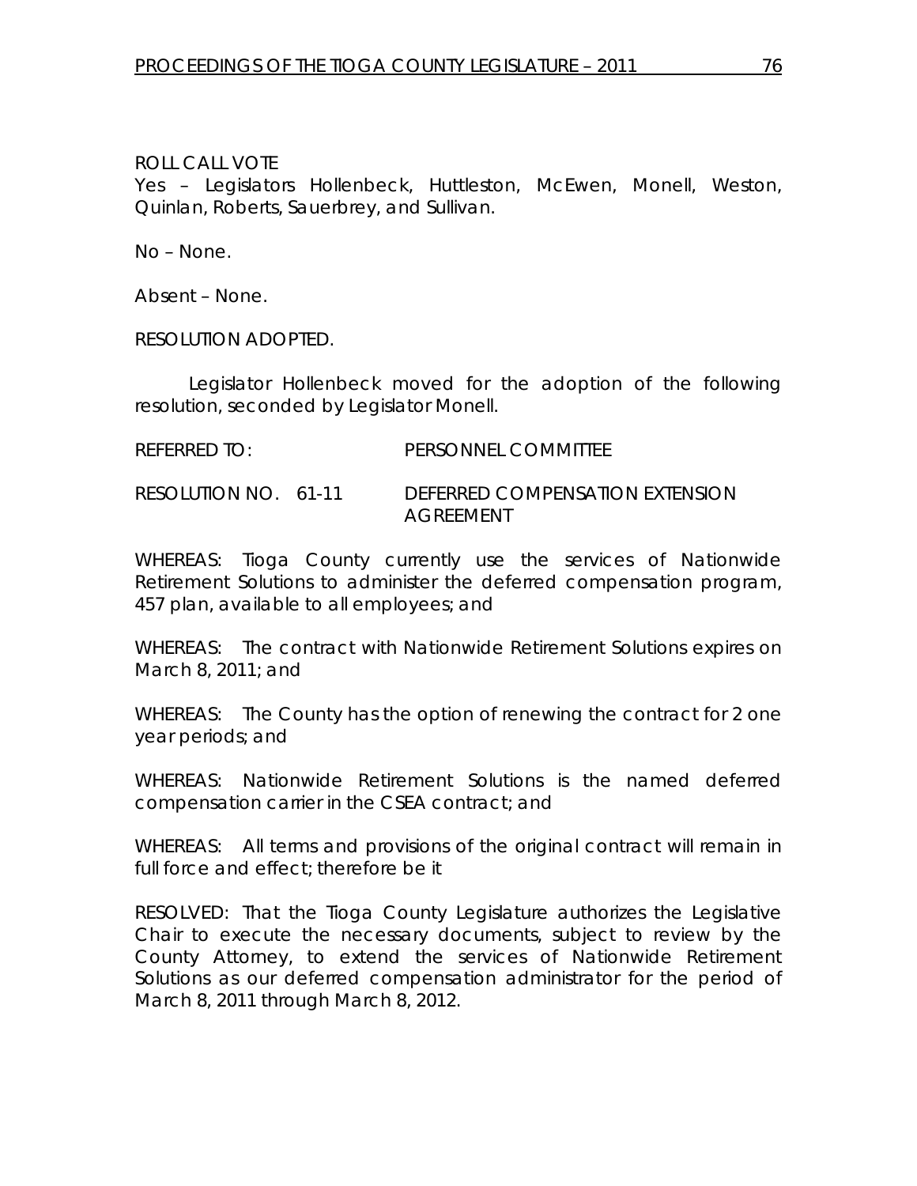ROLL CALL VOTE
Yes – Legislators Hollenbeck, Huttleston, McEwen, Monell, Weston, Quinlan, Roberts, Sauerbrey, and Sullivan.

No – None.

Absent – None.

RESOLUTION ADOPTED.

Legislator Hollenbeck moved for the adoption of the following resolution, seconded by Legislator Monell.

REFERRED TO: PERSONNEL COMMITTEE

RESOLUTION NO. 61-11 DEFERRED COMPENSATION EXTENSION AGREEMENT

WHEREAS: Tioga County currently use the services of Nationwide Retirement Solutions to administer the deferred compensation program, 457 plan, available to all employees; and

WHEREAS: The contract with Nationwide Retirement Solutions expires on March 8, 2011; and

WHEREAS: The County has the option of renewing the contract for 2 one year periods; and

WHEREAS: Nationwide Retirement Solutions is the named deferred compensation carrier in the CSEA contract; and

WHEREAS: All terms and provisions of the original contract will remain in full force and effect; therefore be it

RESOLVED: That the Tioga County Legislature authorizes the Legislative Chair to execute the necessary documents, subject to review by the County Attorney, to extend the services of Nationwide Retirement Solutions as our deferred compensation administrator for the period of March 8, 2011 through March 8, 2012.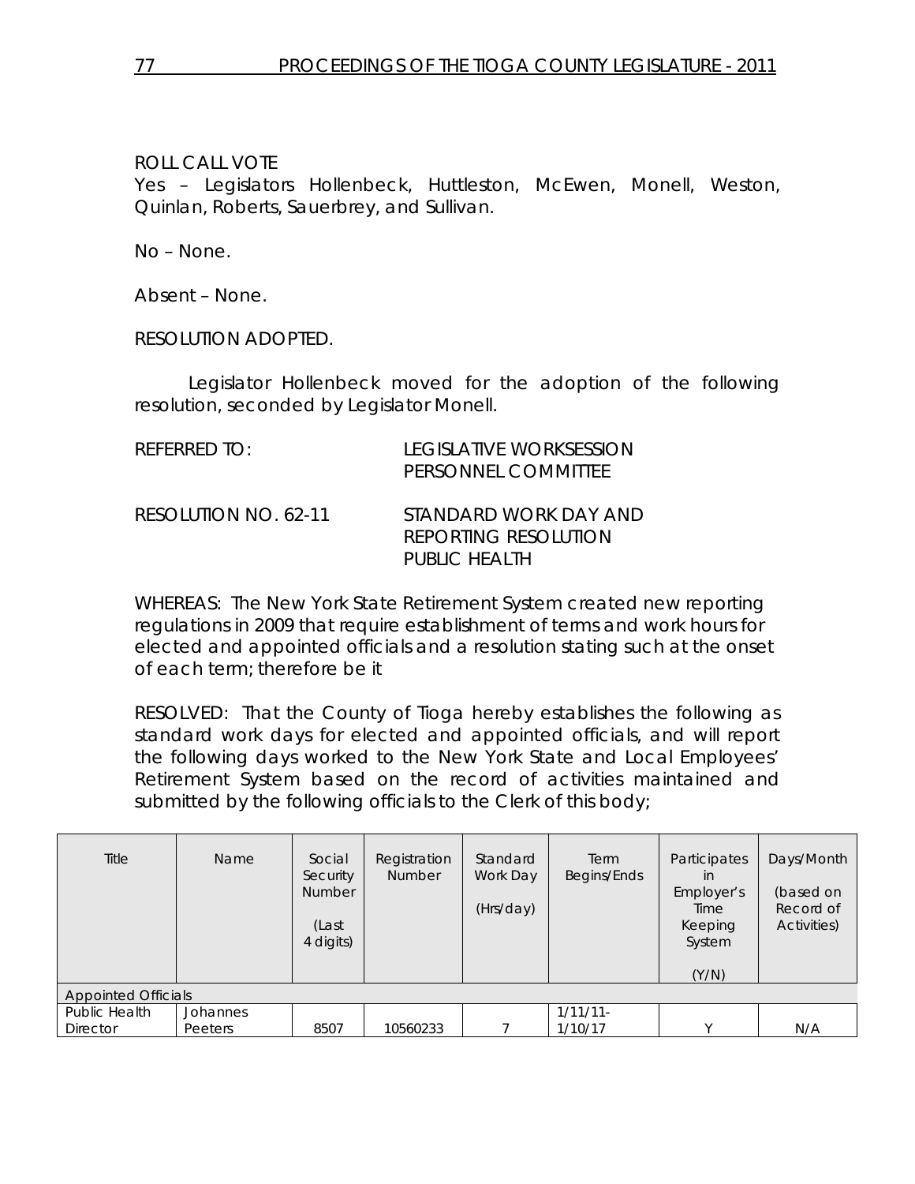ROLL CALL VOTE
Yes – Legislators Hollenbeck, Huttleston, McEwen, Monell, Weston, Quinlan, Roberts, Sauerbrey, and Sullivan.

No – None.

Absent – None.

RESOLUTION ADOPTED.

Legislator Hollenbeck moved for the adoption of the following resolution, seconded by Legislator Monell.

REFERRED TO: LEGISLATIVE WORKSESSION
PERSONNEL COMMITTEE

RESOLUTION NO. 62-11 STANDARD WORK DAY AND REPORTING RESOLUTION PUBLIC HEALTH

WHEREAS: The New York State Retirement System created new reporting regulations in 2009 that require establishment of terms and work hours for elected and appointed officials and a resolution stating such at the onset of each term; therefore be it

RESOLVED: That the County of Tioga hereby establishes the following as standard work days for elected and appointed officials, and will report the following days worked to the New York State and Local Employees' Retirement System based on the record of activities maintained and submitted by the following officials to the Clerk of this body;

| Title | Name | Social Security Number (Last 4 digits) | Registration Number | Standard Work Day (Hrs/day) | Term Begins/Ends | Participates in Employer's Time Keeping System (Y/N) | Days/Month (based on Record of Activities) |
|---|---|---|---|---|---|---|---|
| Appointed Officials | | | | | | | |
| Public Health Director | Johannes Peeters | 8507 | 10560233 | 7 | 1/11/11-1/10/17 | Y | N/A |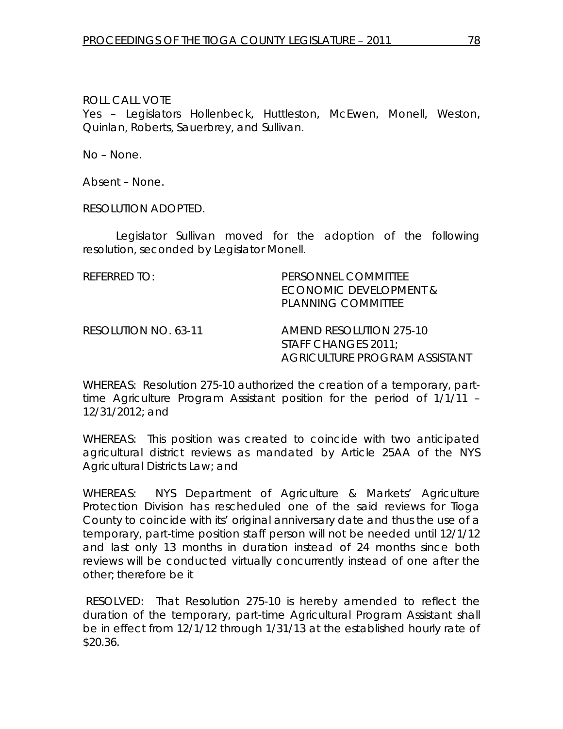ROLL CALL VOTE

Yes – Legislators Hollenbeck, Huttleston, McEwen, Monell, Weston, Quinlan, Roberts, Sauerbrey, and Sullivan.

No – None.

Absent – None.

RESOLUTION ADOPTED.

Legislator Sullivan moved for the adoption of the following resolution, seconded by Legislator Monell.

REFERRED TO: PERSONNEL COMMITTEE
ECONOMIC DEVELOPMENT &
PLANNING COMMITTEE

RESOLUTION NO. 63-11 AMEND RESOLUTION 275-10
STAFF CHANGES 2011;
AGRICULTURE PROGRAM ASSISTANT

WHEREAS: Resolution 275-10 authorized the creation of a temporary, part-time Agriculture Program Assistant position for the period of 1/1/11 – 12/31/2012; and

WHEREAS: This position was created to coincide with two anticipated agricultural district reviews as mandated by Article 25AA of the NYS Agricultural Districts Law; and

WHEREAS: NYS Department of Agriculture & Markets' Agriculture Protection Division has rescheduled one of the said reviews for Tioga County to coincide with its' original anniversary date and thus the use of a temporary, part-time position staff person will not be needed until 12/1/12 and last only 13 months in duration instead of 24 months since both reviews will be conducted virtually concurrently instead of one after the other; therefore be it

RESOLVED: That Resolution 275-10 is hereby amended to reflect the duration of the temporary, part-time Agricultural Program Assistant shall be in effect from 12/1/12 through 1/31/13 at the established hourly rate of $20.36.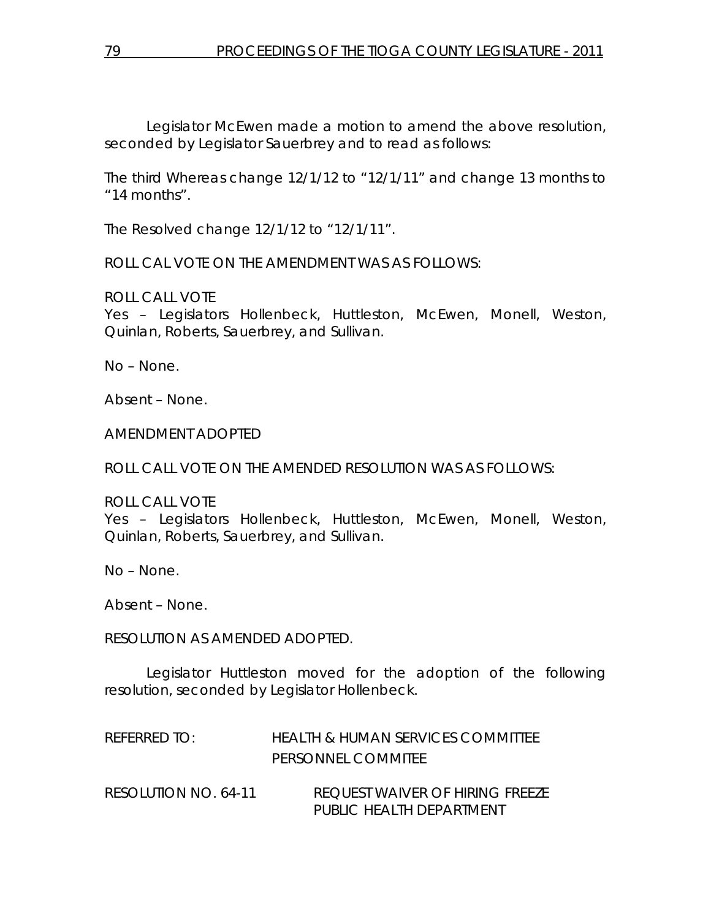Legislator McEwen made a motion to amend the above resolution, seconded by Legislator Sauerbrey and to read as follows:

The third Whereas change 12/1/12 to "12/1/11" and change 13 months to "14 months".

The Resolved change 12/1/12 to "12/1/11".

ROLL CAL VOTE ON THE AMENDMENT WAS AS FOLLOWS:

ROLL CALL VOTE
Yes – Legislators Hollenbeck, Huttleston, McEwen, Monell, Weston, Quinlan, Roberts, Sauerbrey, and Sullivan.

No – None.

Absent – None.

AMENDMENT ADOPTED

ROLL CALL VOTE ON THE AMENDED RESOLUTION WAS AS FOLLOWS:

ROLL CALL VOTE
Yes – Legislators Hollenbeck, Huttleston, McEwen, Monell, Weston, Quinlan, Roberts, Sauerbrey, and Sullivan.

No – None.

Absent – None.

RESOLUTION AS AMENDED ADOPTED.

Legislator Huttleston moved for the adoption of the following resolution, seconded by Legislator Hollenbeck.

REFERRED TO: HEALTH & HUMAN SERVICES COMMITTEE
PERSONNEL COMMITEE

RESOLUTION NO. 64-11 REQUEST WAIVER OF HIRING FREEZE
PUBLIC HEALTH DEPARTMENT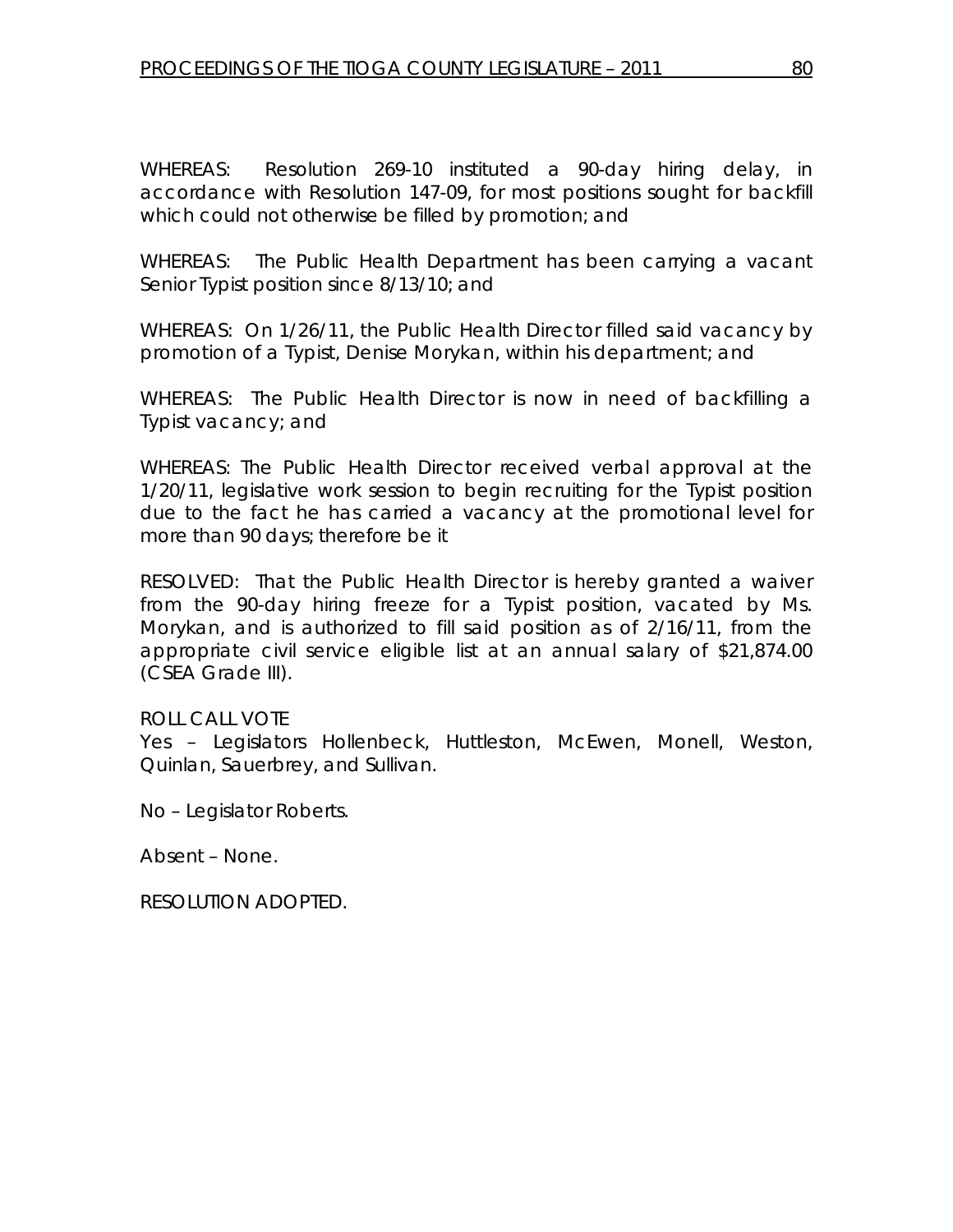WHEREAS: Resolution 269-10 instituted a 90-day hiring delay, in accordance with Resolution 147-09, for most positions sought for backfill which could not otherwise be filled by promotion; and

WHEREAS: The Public Health Department has been carrying a vacant Senior Typist position since 8/13/10; and

WHEREAS: On 1/26/11, the Public Health Director filled said vacancy by promotion of a Typist, Denise Morykan, within his department; and

WHEREAS: The Public Health Director is now in need of backfilling a Typist vacancy; and

WHEREAS: The Public Health Director received verbal approval at the 1/20/11, legislative work session to begin recruiting for the Typist position due to the fact he has carried a vacancy at the promotional level for more than 90 days; therefore be it

RESOLVED: That the Public Health Director is hereby granted a waiver from the 90-day hiring freeze for a Typist position, vacated by Ms. Morykan, and is authorized to fill said position as of 2/16/11, from the appropriate civil service eligible list at an annual salary of $21,874.00 (CSEA Grade III).

ROLL CALL VOTE
Yes – Legislators Hollenbeck, Huttleston, McEwen, Monell, Weston, Quinlan, Sauerbrey, and Sullivan.

No – Legislator Roberts.

Absent – None.

RESOLUTION ADOPTED.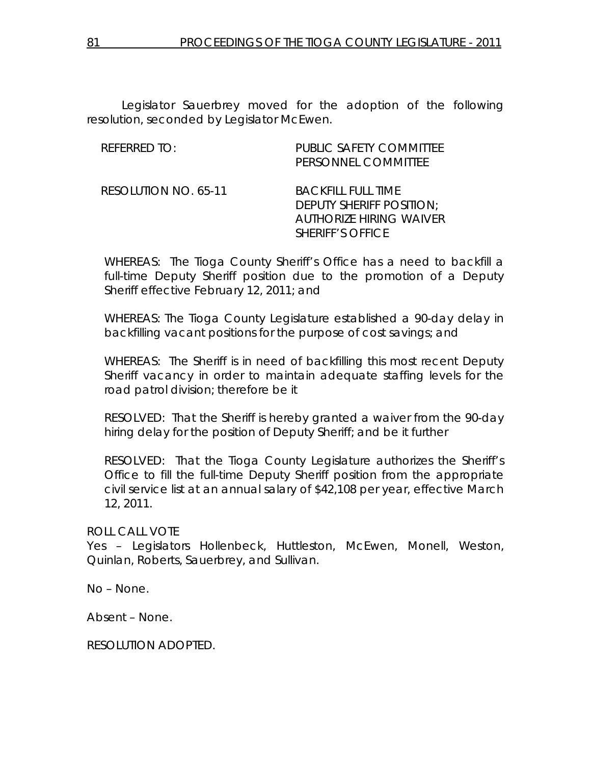Legislator Sauerbrey moved for the adoption of the following resolution, seconded by Legislator McEwen.

REFERRED TO: PUBLIC SAFETY COMMITTEE
PERSONNEL COMMITTEE

RESOLUTION NO. 65-11 BACKFILL FULL TIME
DEPUTY SHERIFF POSITION;
AUTHORIZE HIRING WAIVER
SHERIFF'S OFFICE

WHEREAS: The Tioga County Sheriff's Office has a need to backfill a full-time Deputy Sheriff position due to the promotion of a Deputy Sheriff effective February 12, 2011; and

WHEREAS: The Tioga County Legislature established a 90-day delay in backfilling vacant positions for the purpose of cost savings; and

WHEREAS: The Sheriff is in need of backfilling this most recent Deputy Sheriff vacancy in order to maintain adequate staffing levels for the road patrol division; therefore be it

RESOLVED: That the Sheriff is hereby granted a waiver from the 90-day hiring delay for the position of Deputy Sheriff; and be it further

RESOLVED: That the Tioga County Legislature authorizes the Sheriff's Office to fill the full-time Deputy Sheriff position from the appropriate civil service list at an annual salary of $42,108 per year, effective March 12, 2011.

ROLL CALL VOTE
Yes – Legislators Hollenbeck, Huttleston, McEwen, Monell, Weston, Quinlan, Roberts, Sauerbrey, and Sullivan.

No – None.

Absent – None.

RESOLUTION ADOPTED.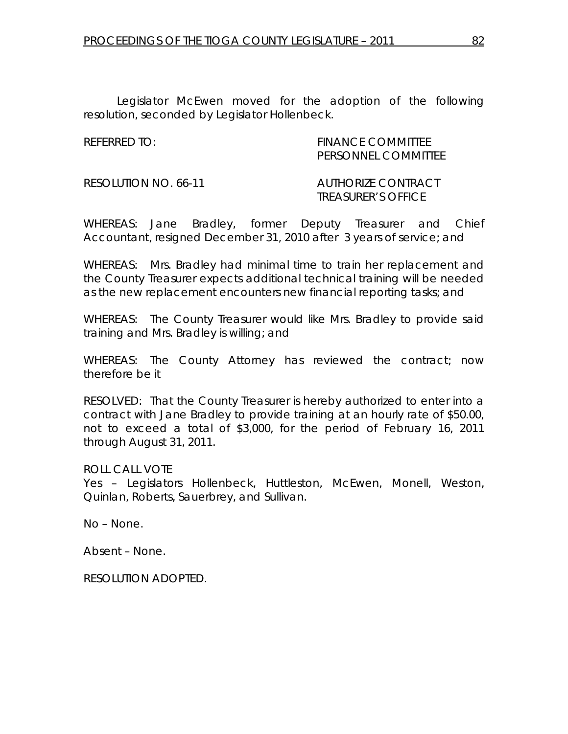Legislator McEwen moved for the adoption of the following resolution, seconded by Legislator Hollenbeck.

REFERRED TO: FINANCE COMMITTEE
PERSONNEL COMMITTEE

RESOLUTION NO. 66-11 AUTHORIZE CONTRACT
TREASURER'S OFFICE

WHEREAS: Jane Bradley, former Deputy Treasurer and Chief Accountant, resigned December 31, 2010 after 3 years of service; and

WHEREAS: Mrs. Bradley had minimal time to train her replacement and the County Treasurer expects additional technical training will be needed as the new replacement encounters new financial reporting tasks; and

WHEREAS: The County Treasurer would like Mrs. Bradley to provide said training and Mrs. Bradley is willing; and

WHEREAS: The County Attorney has reviewed the contract; now therefore be it

RESOLVED: That the County Treasurer is hereby authorized to enter into a contract with Jane Bradley to provide training at an hourly rate of $50.00, not to exceed a total of $3,000, for the period of February 16, 2011 through August 31, 2011.

ROLL CALL VOTE
Yes – Legislators Hollenbeck, Huttleston, McEwen, Monell, Weston, Quinlan, Roberts, Sauerbrey, and Sullivan.

No – None.

Absent – None.

RESOLUTION ADOPTED.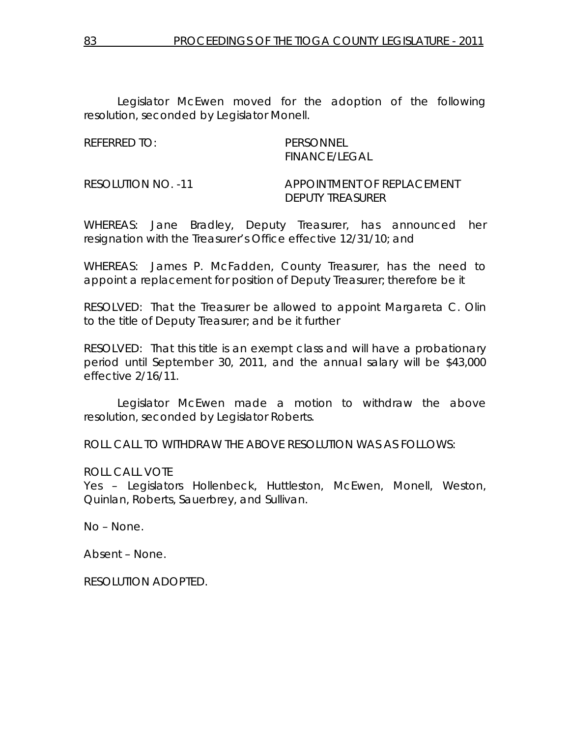Legislator McEwen moved for the adoption of the following resolution, seconded by Legislator Monell.

REFERRED TO: PERSONNEL
FINANCE/LEGAL

RESOLUTION NO. -11 APPOINTMENT OF REPLACEMENT DEPUTY TREASURER

WHEREAS: Jane Bradley, Deputy Treasurer, has announced her resignation with the Treasurer's Office effective 12/31/10; and

WHEREAS: James P. McFadden, County Treasurer, has the need to appoint a replacement for position of Deputy Treasurer; therefore be it

RESOLVED: That the Treasurer be allowed to appoint Margareta C. Olin to the title of Deputy Treasurer; and be it further

RESOLVED: That this title is an exempt class and will have a probationary period until September 30, 2011, and the annual salary will be $43,000 effective 2/16/11.

Legislator McEwen made a motion to withdraw the above resolution, seconded by Legislator Roberts.

ROLL CALL TO WITHDRAW THE ABOVE RESOLUTION WAS AS FOLLOWS:

ROLL CALL VOTE
Yes – Legislators Hollenbeck, Huttleston, McEwen, Monell, Weston, Quinlan, Roberts, Sauerbrey, and Sullivan.

No – None.

Absent – None.

RESOLUTION ADOPTED.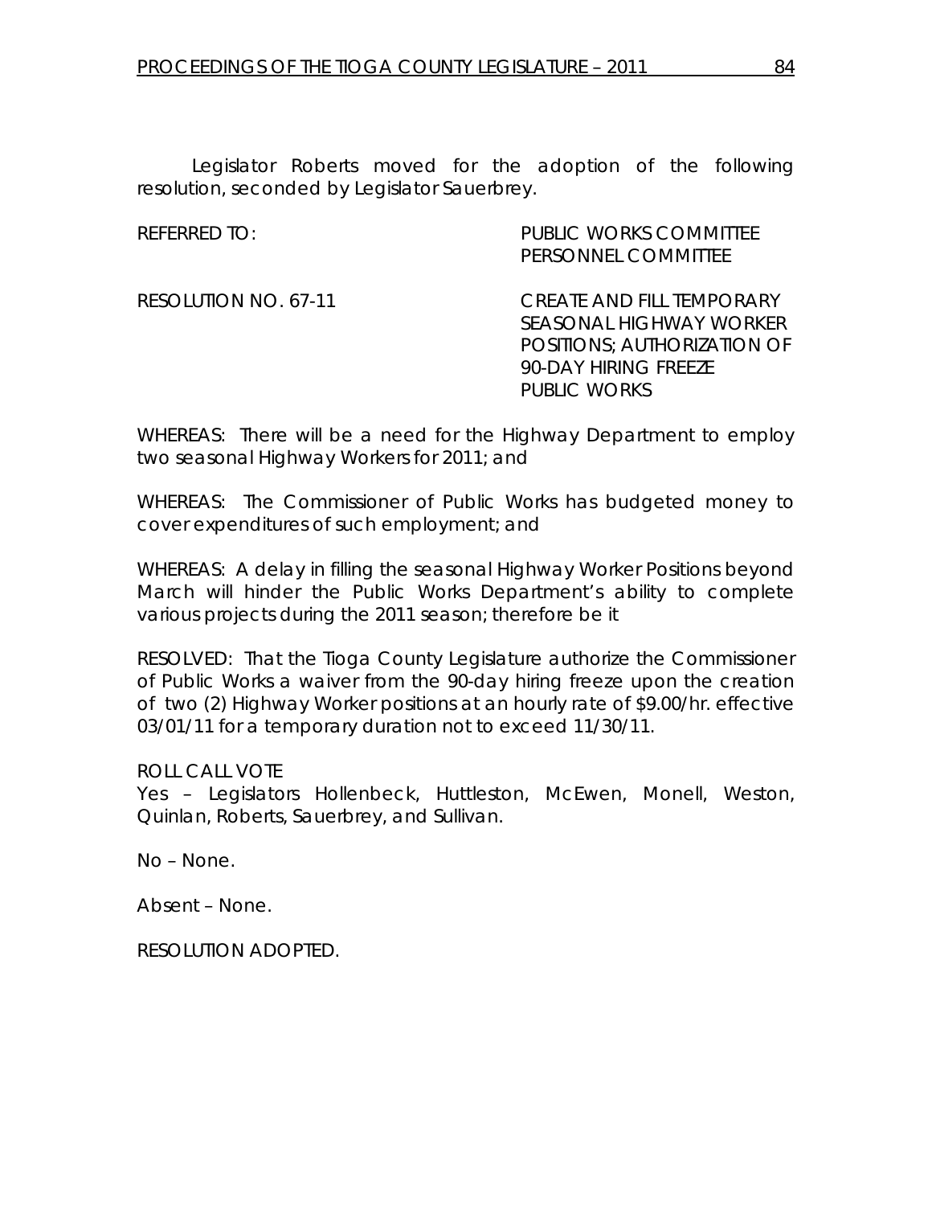Legislator Roberts moved for the adoption of the following resolution, seconded by Legislator Sauerbrey.

REFERRED TO: PUBLIC WORKS COMMITTEE
PERSONNEL COMMITTEE

RESOLUTION NO. 67-11 CREATE AND FILL TEMPORARY SEASONAL HIGHWAY WORKER POSITIONS; AUTHORIZATION OF 90-DAY HIRING FREEZE PUBLIC WORKS

WHEREAS: There will be a need for the Highway Department to employ two seasonal Highway Workers for 2011; and

WHEREAS: The Commissioner of Public Works has budgeted money to cover expenditures of such employment; and

WHEREAS: A delay in filling the seasonal Highway Worker Positions beyond March will hinder the Public Works Department's ability to complete various projects during the 2011 season; therefore be it

RESOLVED: That the Tioga County Legislature authorize the Commissioner of Public Works a waiver from the 90-day hiring freeze upon the creation of two (2) Highway Worker positions at an hourly rate of $9.00/hr. effective 03/01/11 for a temporary duration not to exceed 11/30/11.

ROLL CALL VOTE
Yes – Legislators Hollenbeck, Huttleston, McEwen, Monell, Weston, Quinlan, Roberts, Sauerbrey, and Sullivan.

No – None.

Absent – None.

RESOLUTION ADOPTED.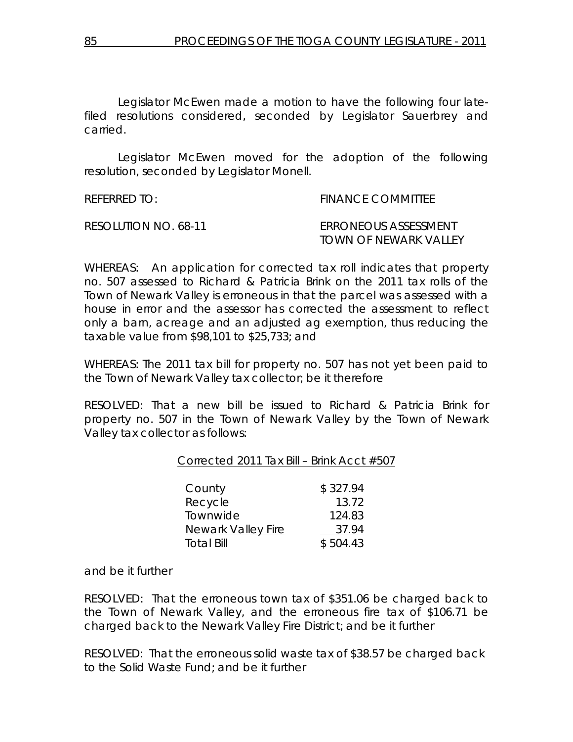Legislator McEwen made a motion to have the following four late-filed resolutions considered, seconded by Legislator Sauerbrey and carried.

Legislator McEwen moved for the adoption of the following resolution, seconded by Legislator Monell.

REFERRED TO: FINANCE COMMITTEE

RESOLUTION NO. 68-11 ERRONEOUS ASSESSMENT
TOWN OF NEWARK VALLEY

WHEREAS: An application for corrected tax roll indicates that property no. 507 assessed to Richard & Patricia Brink on the 2011 tax rolls of the Town of Newark Valley is erroneous in that the parcel was assessed with a house in error and the assessor has corrected the assessment to reflect only a barn, acreage and an adjusted ag exemption, thus reducing the taxable value from $98,101 to $25,733; and

WHEREAS: The 2011 tax bill for property no. 507 has not yet been paid to the Town of Newark Valley tax collector; be it therefore

RESOLVED: That a new bill be issued to Richard & Patricia Brink for property no. 507 in the Town of Newark Valley by the Town of Newark Valley tax collector as follows:

Corrected 2011 Tax Bill – Brink Acct #507

| | |
|---|---|
| County | $ 327.94 |
| Recycle | 13.72 |
| Townwide | 124.83 |
| Newark Valley Fire | 37.94 |
| Total Bill | $ 504.43 |

and be it further

RESOLVED: That the erroneous town tax of $351.06 be charged back to the Town of Newark Valley, and the erroneous fire tax of $106.71 be charged back to the Newark Valley Fire District; and be it further

RESOLVED: That the erroneous solid waste tax of $38.57 be charged back to the Solid Waste Fund; and be it further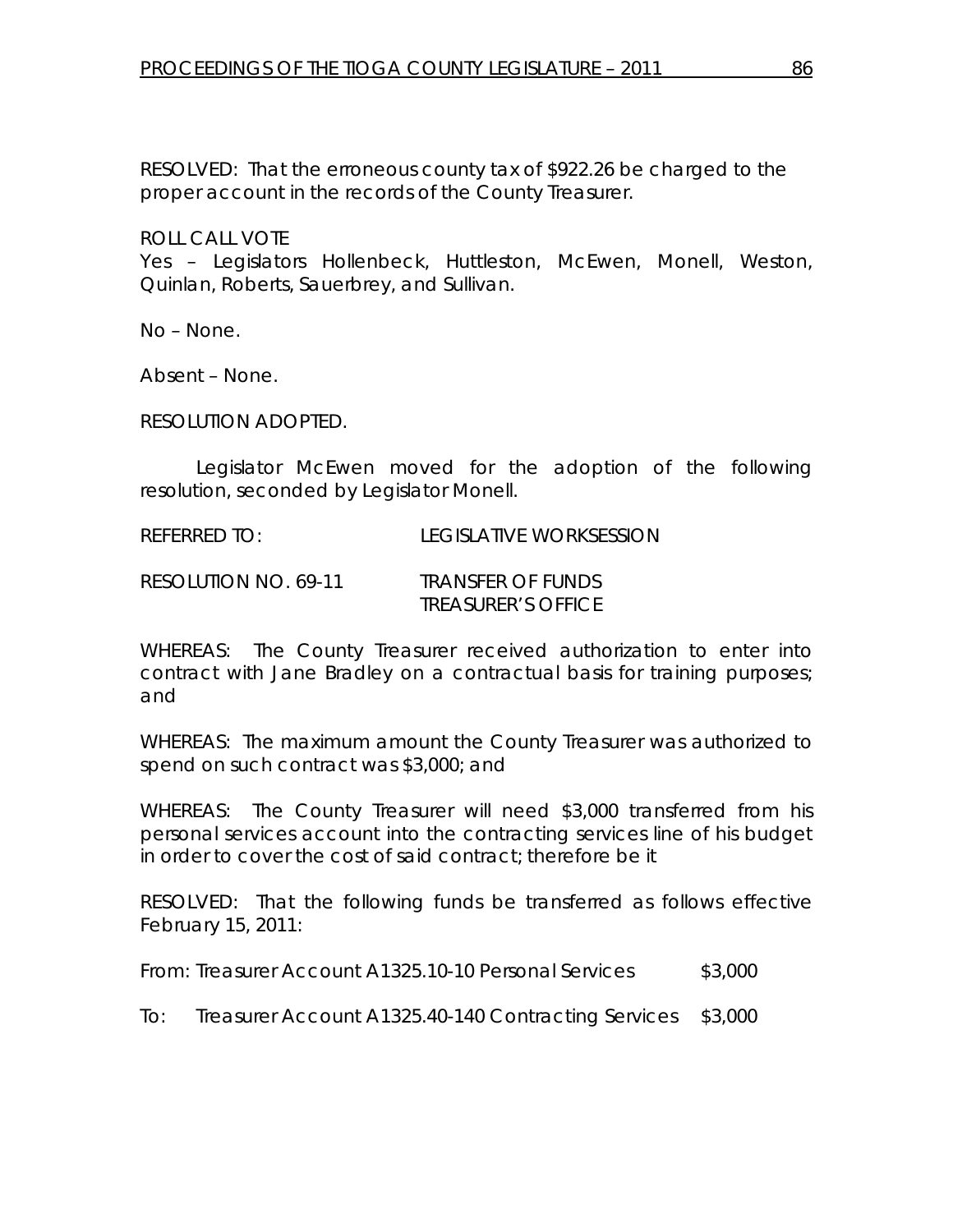RESOLVED: That the erroneous county tax of $922.26 be charged to the proper account in the records of the County Treasurer.

ROLL CALL VOTE
Yes – Legislators Hollenbeck, Huttleston, McEwen, Monell, Weston, Quinlan, Roberts, Sauerbrey, and Sullivan.

No – None.

Absent – None.

RESOLUTION ADOPTED.

Legislator McEwen moved for the adoption of the following resolution, seconded by Legislator Monell.

REFERRED TO: LEGISLATIVE WORKSESSION

RESOLUTION NO. 69-11 TRANSFER OF FUNDS TREASURER'S OFFICE

WHEREAS: The County Treasurer received authorization to enter into contract with Jane Bradley on a contractual basis for training purposes; and

WHEREAS: The maximum amount the County Treasurer was authorized to spend on such contract was $3,000; and

WHEREAS: The County Treasurer will need $3,000 transferred from his personal services account into the contracting services line of his budget in order to cover the cost of said contract; therefore be it

RESOLVED: That the following funds be transferred as follows effective February 15, 2011:

From: Treasurer Account A1325.10-10 Personal Services $3,000

To: Treasurer Account A1325.40-140 Contracting Services $3,000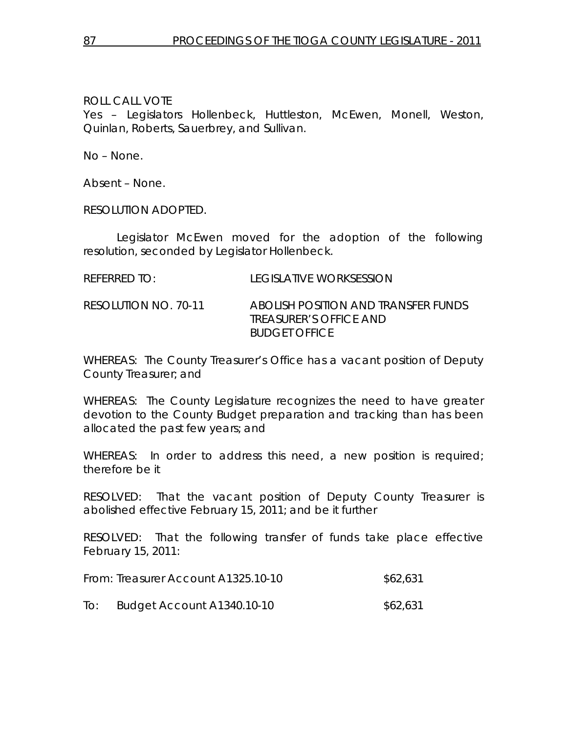ROLL CALL VOTE
Yes – Legislators Hollenbeck, Huttleston, McEwen, Monell, Weston, Quinlan, Roberts, Sauerbrey, and Sullivan.

No – None.

Absent – None.

RESOLUTION ADOPTED.

Legislator McEwen moved for the adoption of the following resolution, seconded by Legislator Hollenbeck.

REFERRED TO: LEGISLATIVE WORKSESSION

RESOLUTION NO. 70-11 ABOLISH POSITION AND TRANSFER FUNDS TREASURER'S OFFICE AND BUDGET OFFICE

WHEREAS: The County Treasurer's Office has a vacant position of Deputy County Treasurer; and

WHEREAS: The County Legislature recognizes the need to have greater devotion to the County Budget preparation and tracking than has been allocated the past few years; and

WHEREAS: In order to address this need, a new position is required; therefore be it

RESOLVED: That the vacant position of Deputy County Treasurer is abolished effective February 15, 2011; and be it further

RESOLVED: That the following transfer of funds take place effective February 15, 2011:

From: Treasurer Account A1325.10-10 $62,631

To: Budget Account A1340.10-10 $62,631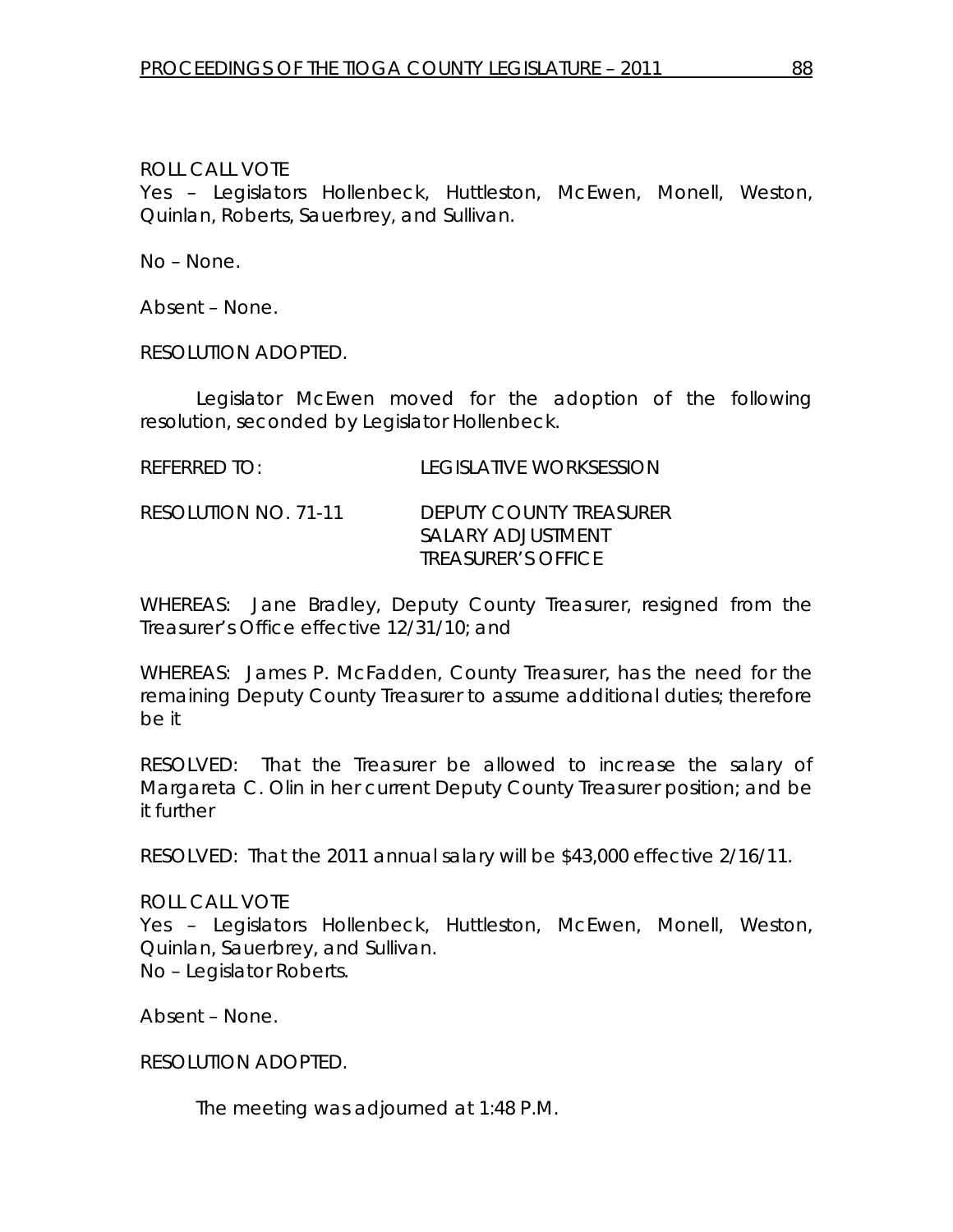ROLL CALL VOTE
Yes – Legislators Hollenbeck, Huttleston, McEwen, Monell, Weston, Quinlan, Roberts, Sauerbrey, and Sullivan.

No – None.

Absent – None.

RESOLUTION ADOPTED.

Legislator McEwen moved for the adoption of the following resolution, seconded by Legislator Hollenbeck.

| | |
|---|---|
| REFERRED TO: | LEGISLATIVE WORKSESSION |
| RESOLUTION NO. 71-11 | DEPUTY COUNTY TREASURER<br>SALARY ADJUSTMENT<br>TREASURER'S OFFICE |

WHEREAS: Jane Bradley, Deputy County Treasurer, resigned from the Treasurer's Office effective 12/31/10; and

WHEREAS: James P. McFadden, County Treasurer, has the need for the remaining Deputy County Treasurer to assume additional duties; therefore be it

RESOLVED: That the Treasurer be allowed to increase the salary of Margareta C. Olin in her current Deputy County Treasurer position; and be it further

RESOLVED: That the 2011 annual salary will be $43,000 effective 2/16/11.

ROLL CALL VOTE
Yes – Legislators Hollenbeck, Huttleston, McEwen, Monell, Weston, Quinlan, Sauerbrey, and Sullivan.
No – Legislator Roberts.

Absent – None.

RESOLUTION ADOPTED.

The meeting was adjourned at 1:48 P.M.